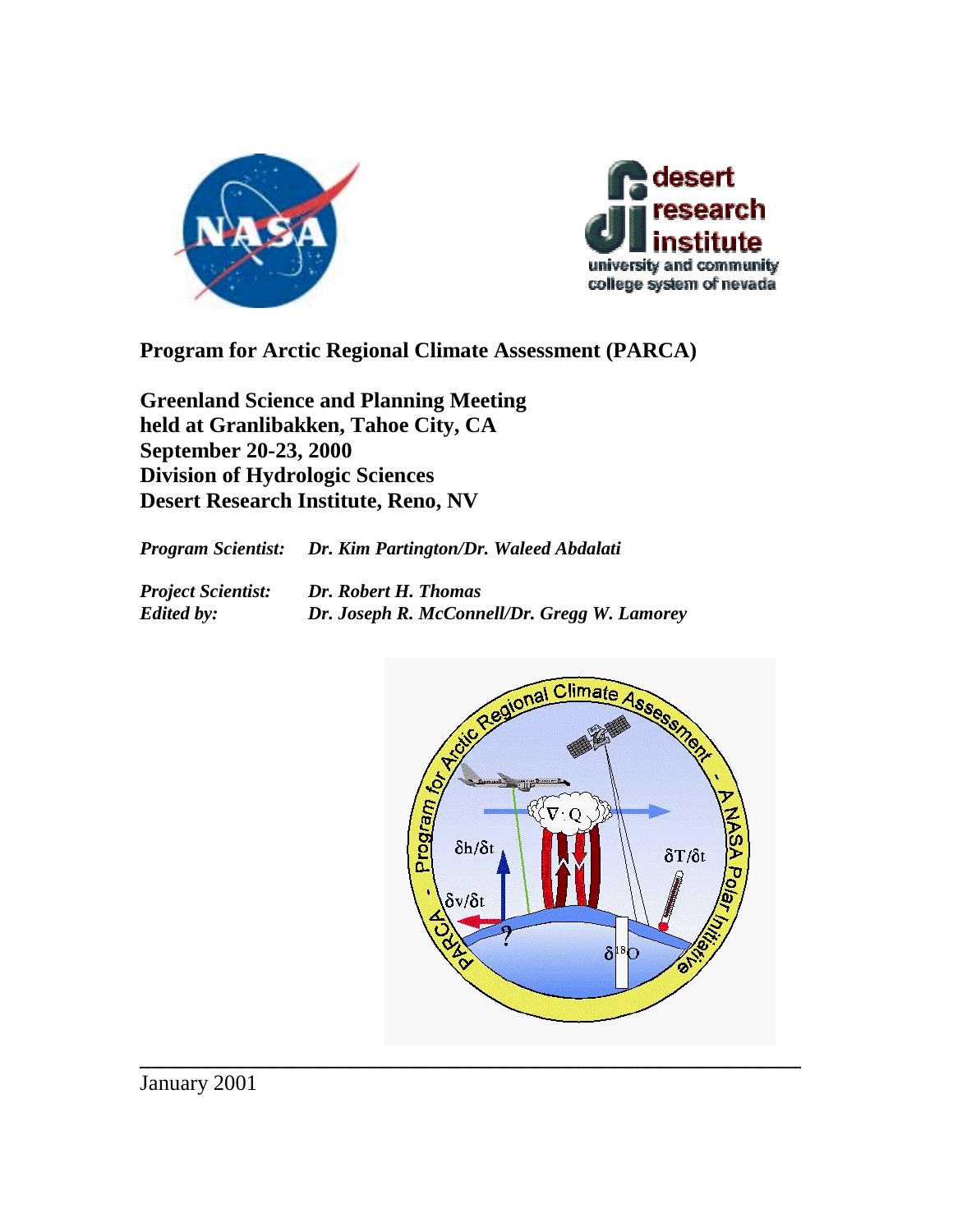**Program for Arctic Regional Climate Assessment (PARCA)**

**Greenland Science and Planning Meeting**
**held at Granlibakken, Tahoe City, CA**
**September 20-23, 2000**
**Division of Hydrologic Sciences**
**Desert Research Institute, Reno, NV**

***Program Scientist:*** ***Dr. Kim Partington/Dr. Waleed Abdalati***

***Project Scientist:*** ***Dr. Robert H. Thomas***
***Edited by:*** ***Dr. Joseph R. McConnell/Dr. Gregg W. Lamorey***

January 2001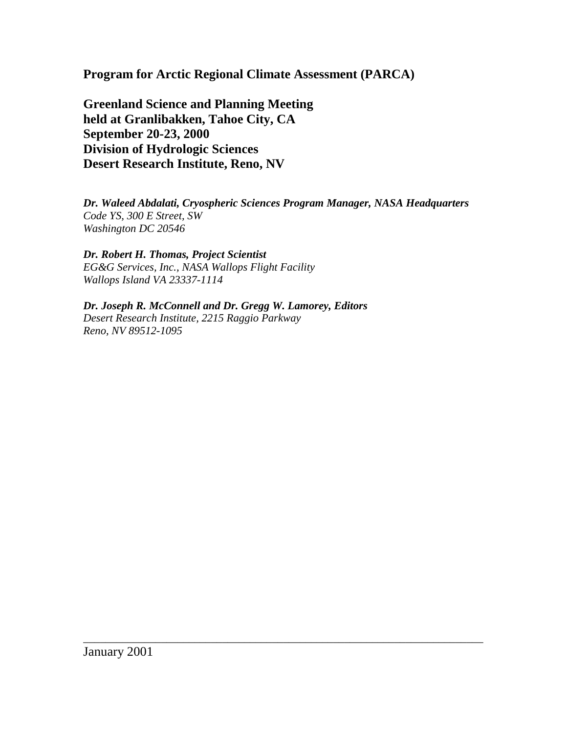**Program for Arctic Regional Climate Assessment (PARCA)**

**Greenland Science and Planning Meeting**
**held at Granlibakken, Tahoe City, CA**
**September 20-23, 2000**
**Division of Hydrologic Sciences**
**Desert Research Institute, Reno, NV**

***Dr. Waleed Abdalati, Cryospheric Sciences Program Manager, NASA Headquarters***
*Code YS, 300 E Street, SW*
*Washington DC 20546*

***Dr. Robert H. Thomas, Project Scientist***
*EG&G Services, Inc., NASA Wallops Flight Facility*
*Wallops Island VA 23337-1114*

***Dr. Joseph R. McConnell and Dr. Gregg W. Lamorey, Editors***
*Desert Research Institute, 2215 Raggio Parkway*
*Reno, NV 89512-1095*

---

January 2001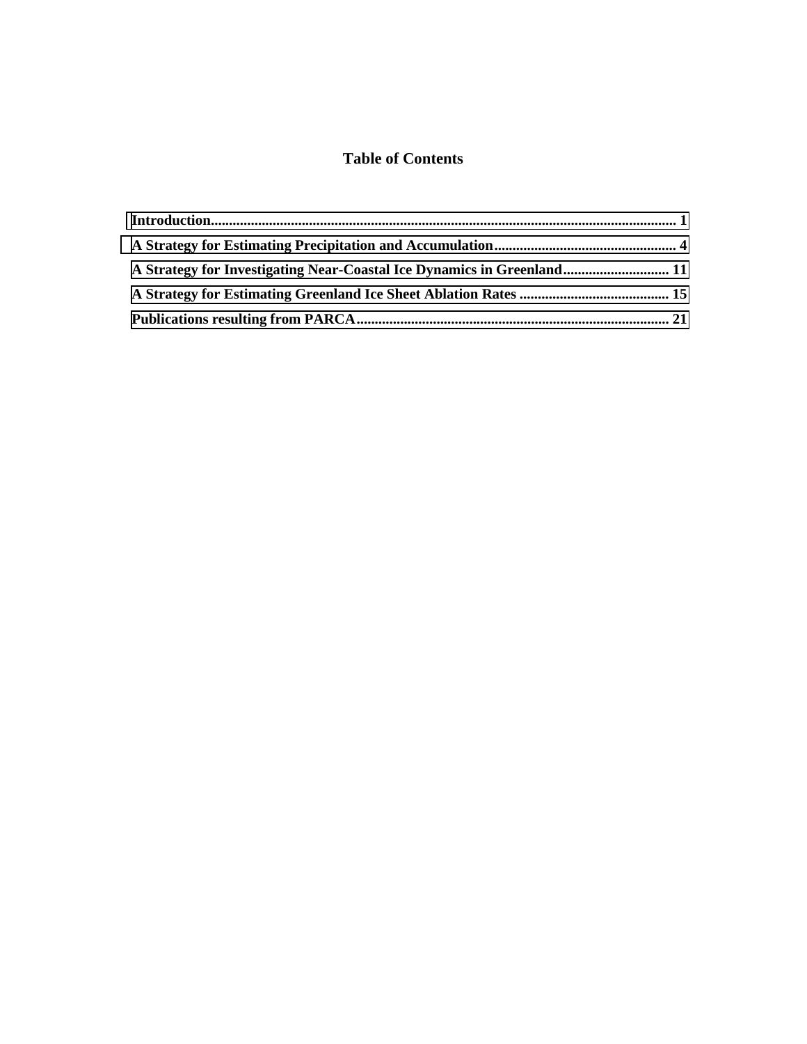# Table of Contents

**Introduction................................................................................................................................ 1**

**A Strategy for Estimating Precipitation and Accumulation.................................................. 4**

**A Strategy for Investigating Near-Coastal Ice Dynamics in Greenland............................. 11**

**A Strategy for Estimating Greenland Ice Sheet Ablation Rates ......................................... 15**

**Publications resulting from PARCA...................................................................................... 21**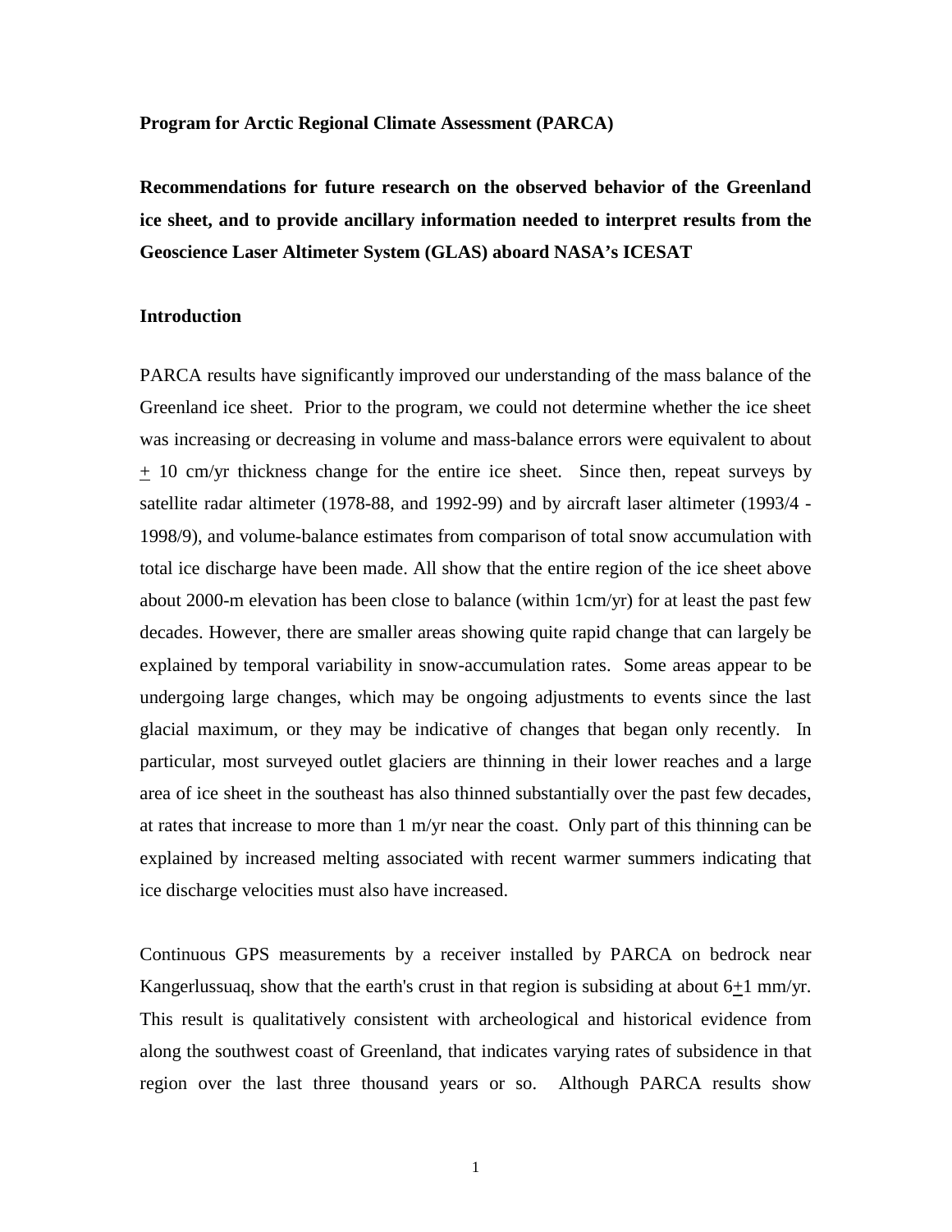**Program for Arctic Regional Climate Assessment (PARCA)**

**Recommendations for future research on the observed behavior of the Greenland ice sheet, and to provide ancillary information needed to interpret results from the Geoscience Laser Altimeter System (GLAS) aboard NASA's ICESAT**

## Introduction

PARCA results have significantly improved our understanding of the mass balance of the Greenland ice sheet. Prior to the program, we could not determine whether the ice sheet was increasing or decreasing in volume and mass-balance errors were equivalent to about $\pm$ 10 cm/yr thickness change for the entire ice sheet. Since then, repeat surveys by satellite radar altimeter (1978-88, and 1992-99) and by aircraft laser altimeter (1993/4 - 1998/9), and volume-balance estimates from comparison of total snow accumulation with total ice discharge have been made. All show that the entire region of the ice sheet above about 2000-m elevation has been close to balance (within 1cm/yr) for at least the past few decades. However, there are smaller areas showing quite rapid change that can largely be explained by temporal variability in snow-accumulation rates. Some areas appear to be undergoing large changes, which may be ongoing adjustments to events since the last glacial maximum, or they may be indicative of changes that began only recently. In particular, most surveyed outlet glaciers are thinning in their lower reaches and a large area of ice sheet in the southeast has also thinned substantially over the past few decades, at rates that increase to more than 1 m/yr near the coast. Only part of this thinning can be explained by increased melting associated with recent warmer summers indicating that ice discharge velocities must also have increased.

Continuous GPS measurements by a receiver installed by PARCA on bedrock near Kangerlussuaq, show that the earth's crust in that region is subsiding at about $6\pm1$ mm/yr. This result is qualitatively consistent with archeological and historical evidence from along the southwest coast of Greenland, that indicates varying rates of subsidence in that region over the last three thousand years or so. Although PARCA results show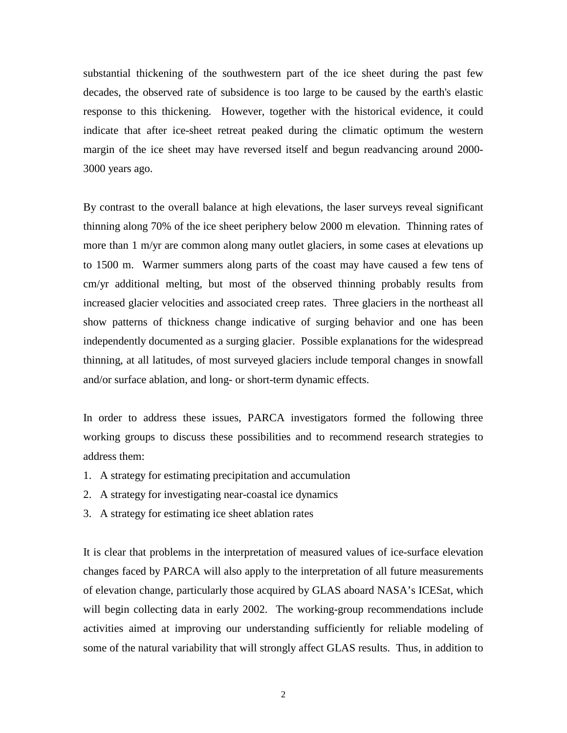substantial thickening of the southwestern part of the ice sheet during the past few decades, the observed rate of subsidence is too large to be caused by the earth's elastic response to this thickening. However, together with the historical evidence, it could indicate that after ice-sheet retreat peaked during the climatic optimum the western margin of the ice sheet may have reversed itself and begun readvancing around 2000-3000 years ago.

By contrast to the overall balance at high elevations, the laser surveys reveal significant thinning along 70% of the ice sheet periphery below 2000 m elevation. Thinning rates of more than 1 m/yr are common along many outlet glaciers, in some cases at elevations up to 1500 m. Warmer summers along parts of the coast may have caused a few tens of cm/yr additional melting, but most of the observed thinning probably results from increased glacier velocities and associated creep rates. Three glaciers in the northeast all show patterns of thickness change indicative of surging behavior and one has been independently documented as a surging glacier. Possible explanations for the widespread thinning, at all latitudes, of most surveyed glaciers include temporal changes in snowfall and/or surface ablation, and long- or short-term dynamic effects.

In order to address these issues, PARCA investigators formed the following three working groups to discuss these possibilities and to recommend research strategies to address them:

1. A strategy for estimating precipitation and accumulation
2. A strategy for investigating near-coastal ice dynamics
3. A strategy for estimating ice sheet ablation rates

It is clear that problems in the interpretation of measured values of ice-surface elevation changes faced by PARCA will also apply to the interpretation of all future measurements of elevation change, particularly those acquired by GLAS aboard NASA's ICESat, which will begin collecting data in early 2002. The working-group recommendations include activities aimed at improving our understanding sufficiently for reliable modeling of some of the natural variability that will strongly affect GLAS results. Thus, in addition to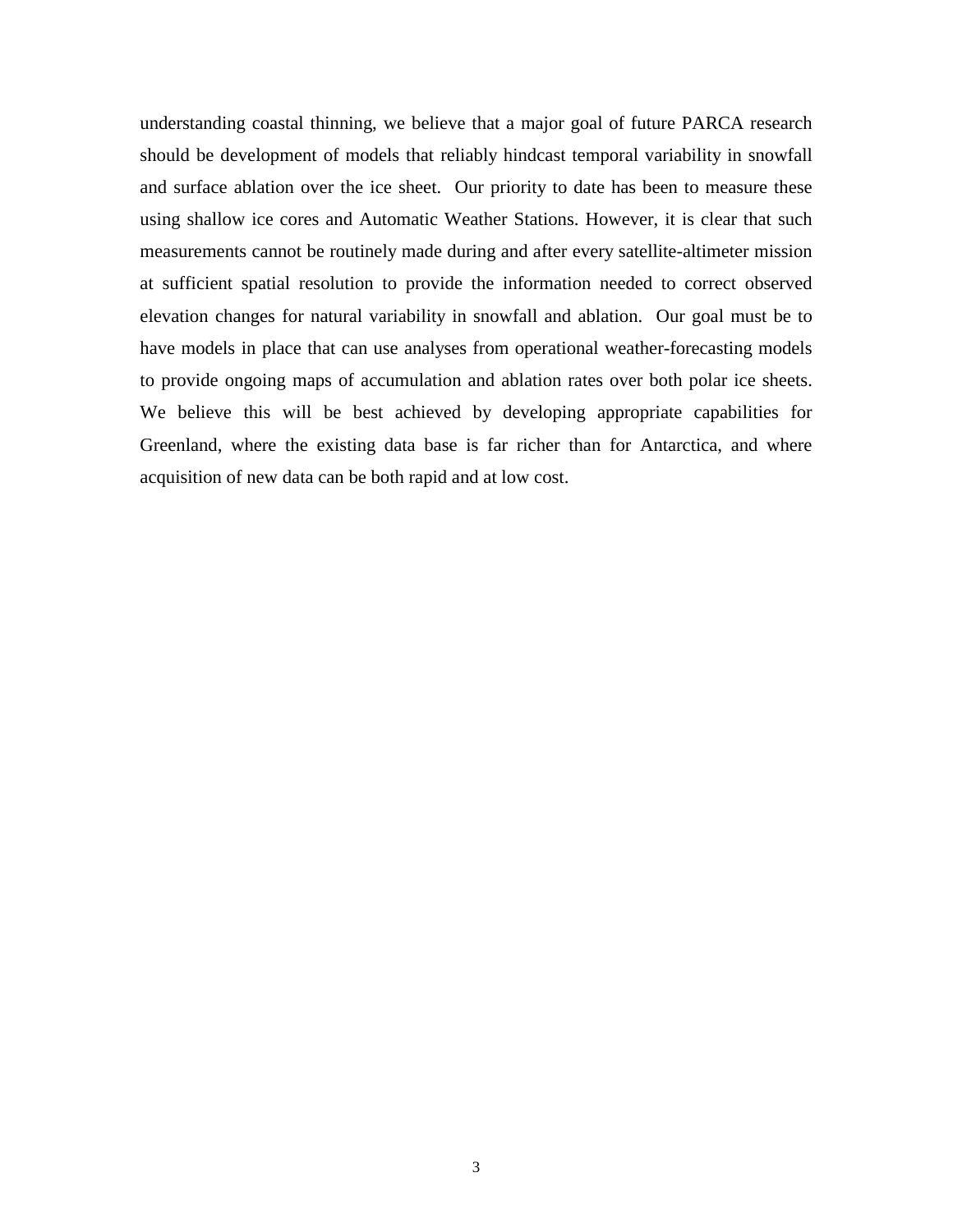understanding coastal thinning, we believe that a major goal of future PARCA research should be development of models that reliably hindcast temporal variability in snowfall and surface ablation over the ice sheet. Our priority to date has been to measure these using shallow ice cores and Automatic Weather Stations. However, it is clear that such measurements cannot be routinely made during and after every satellite-altimeter mission at sufficient spatial resolution to provide the information needed to correct observed elevation changes for natural variability in snowfall and ablation. Our goal must be to have models in place that can use analyses from operational weather-forecasting models to provide ongoing maps of accumulation and ablation rates over both polar ice sheets. We believe this will be best achieved by developing appropriate capabilities for Greenland, where the existing data base is far richer than for Antarctica, and where acquisition of new data can be both rapid and at low cost.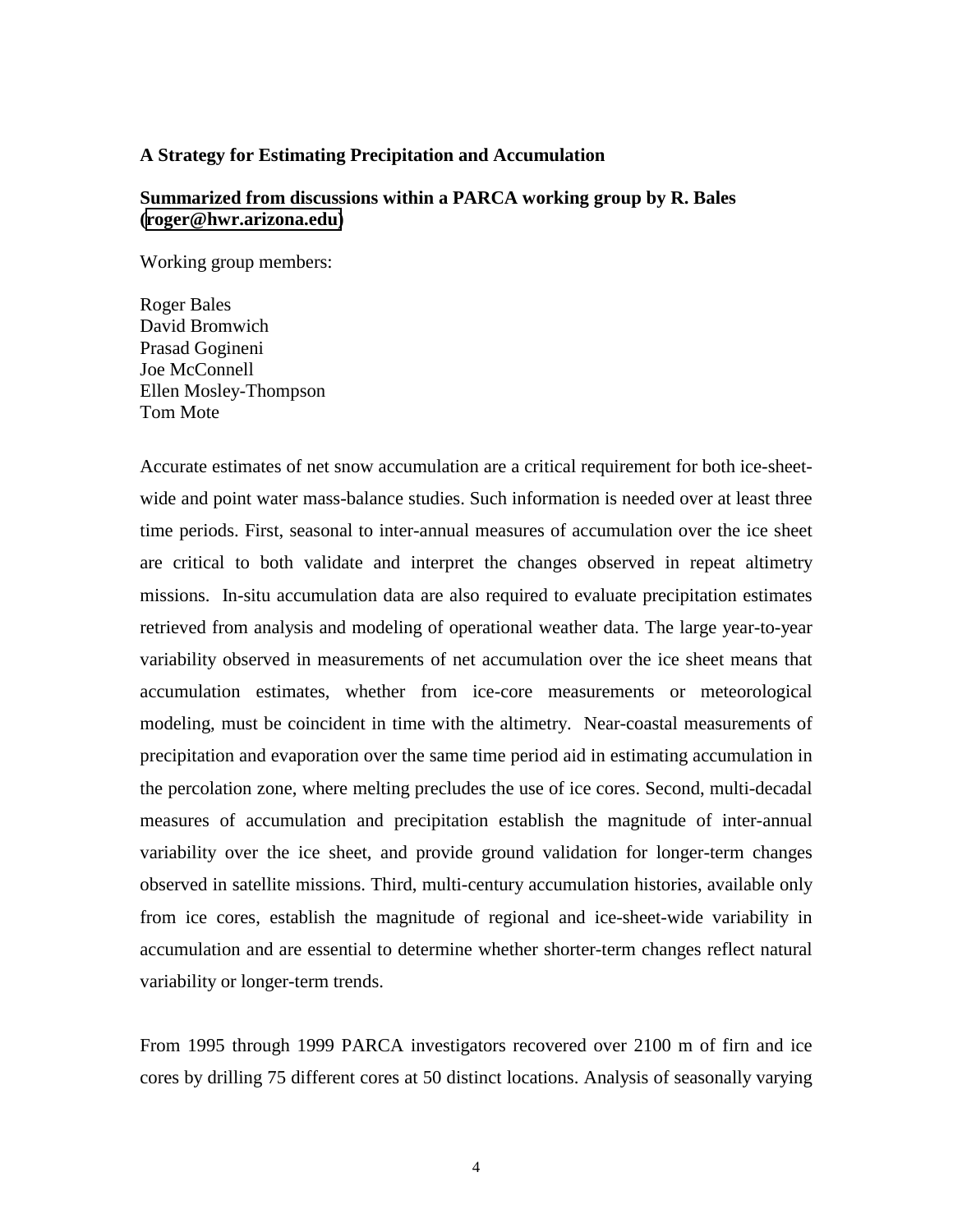### A Strategy for Estimating Precipitation and Accumulation

**Summarized from discussions within a PARCA working group by R. Bales (roger@hwr.arizona.edu)**

Working group members:

Roger Bales  
David Bromwich  
Prasad Gogineni  
Joe McConnell  
Ellen Mosley-Thompson  
Tom Mote

Accurate estimates of net snow accumulation are a critical requirement for both ice-sheet-wide and point water mass-balance studies. Such information is needed over at least three time periods. First, seasonal to inter-annual measures of accumulation over the ice sheet are critical to both validate and interpret the changes observed in repeat altimetry missions. In-situ accumulation data are also required to evaluate precipitation estimates retrieved from analysis and modeling of operational weather data. The large year-to-year variability observed in measurements of net accumulation over the ice sheet means that accumulation estimates, whether from ice-core measurements or meteorological modeling, must be coincident in time with the altimetry. Near-coastal measurements of precipitation and evaporation over the same time period aid in estimating accumulation in the percolation zone, where melting precludes the use of ice cores. Second, multi-decadal measures of accumulation and precipitation establish the magnitude of inter-annual variability over the ice sheet, and provide ground validation for longer-term changes observed in satellite missions. Third, multi-century accumulation histories, available only from ice cores, establish the magnitude of regional and ice-sheet-wide variability in accumulation and are essential to determine whether shorter-term changes reflect natural variability or longer-term trends.

From 1995 through 1999 PARCA investigators recovered over 2100 m of firn and ice cores by drilling 75 different cores at 50 distinct locations. Analysis of seasonally varying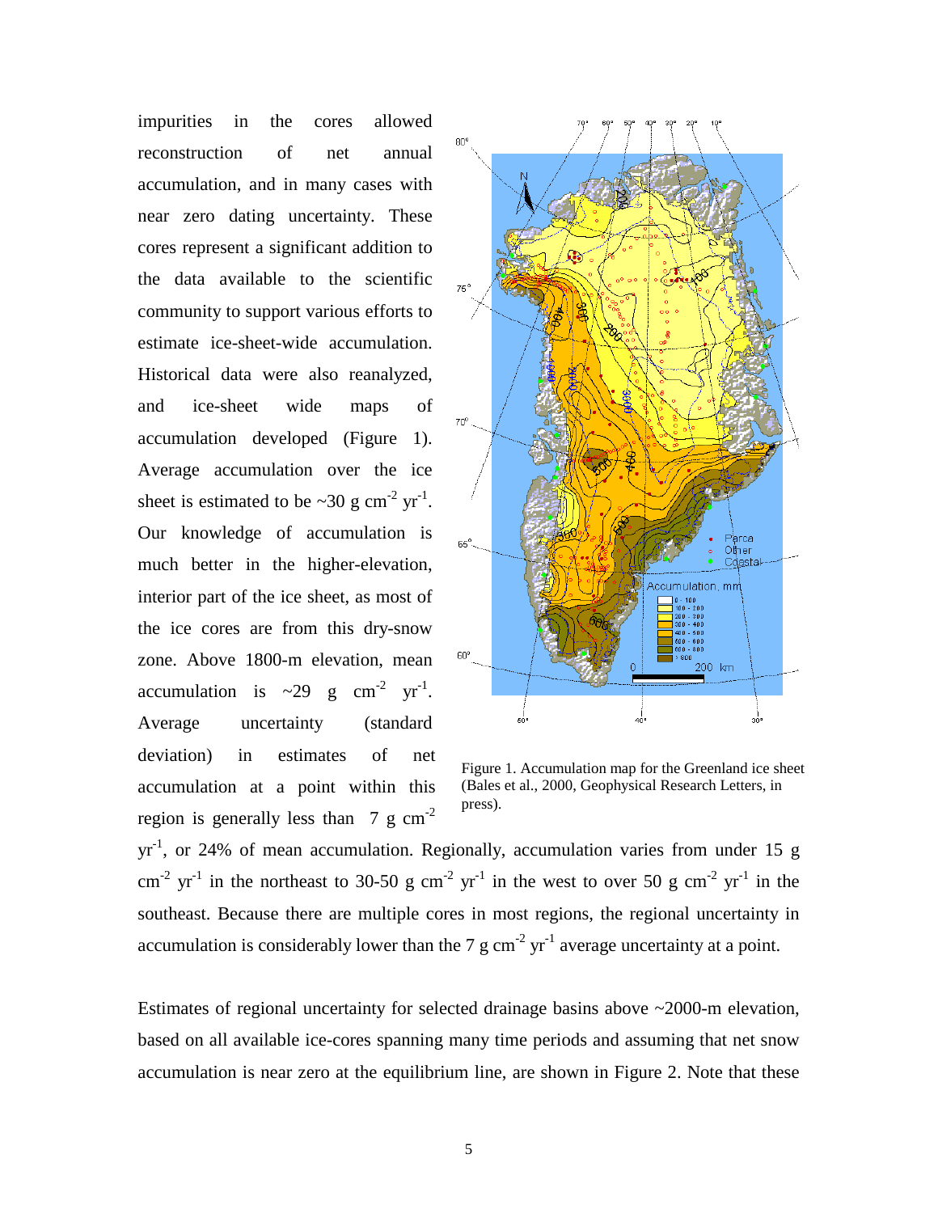impurities in the cores allowed reconstruction of net annual accumulation, and in many cases with near zero dating uncertainty. These cores represent a significant addition to the data available to the scientific community to support various efforts to estimate ice-sheet-wide accumulation. Historical data were also reanalyzed, and ice-sheet wide maps of accumulation developed (Figure 1). Average accumulation over the ice sheet is estimated to be ~30 g $cm^{-2}$ $yr^{-1}$. Our knowledge of accumulation is much better in the higher-elevation, interior part of the ice sheet, as most of the ice cores are from this dry-snow zone. Above 1800-m elevation, mean accumulation is ~29 g $cm^{-2}$ $yr^{-1}$. Average uncertainty (standard deviation) in estimates of net accumulation at a point within this region is generally less than 7 g $cm^{-2}$ $yr^{-1}$, or 24% of mean accumulation. Regionally, accumulation varies from under 15 g $cm^{-2}$ $yr^{-1}$ in the northeast to 30-50 g $cm^{-2}$ $yr^{-1}$ in the west to over 50 g $cm^{-2}$ $yr^{-1}$ in the southeast. Because there are multiple cores in most regions, the regional uncertainty in accumulation is considerably lower than the 7 g $cm^{-2}$ $yr^{-1}$ average uncertainty at a point.

Figure 1. Accumulation map for the Greenland ice sheet (Bales et al., 2000, Geophysical Research Letters, in press).

Estimates of regional uncertainty for selected drainage basins above ~2000-m elevation, based on all available ice-cores spanning many time periods and assuming that net snow accumulation is near zero at the equilibrium line, are shown in Figure 2. Note that these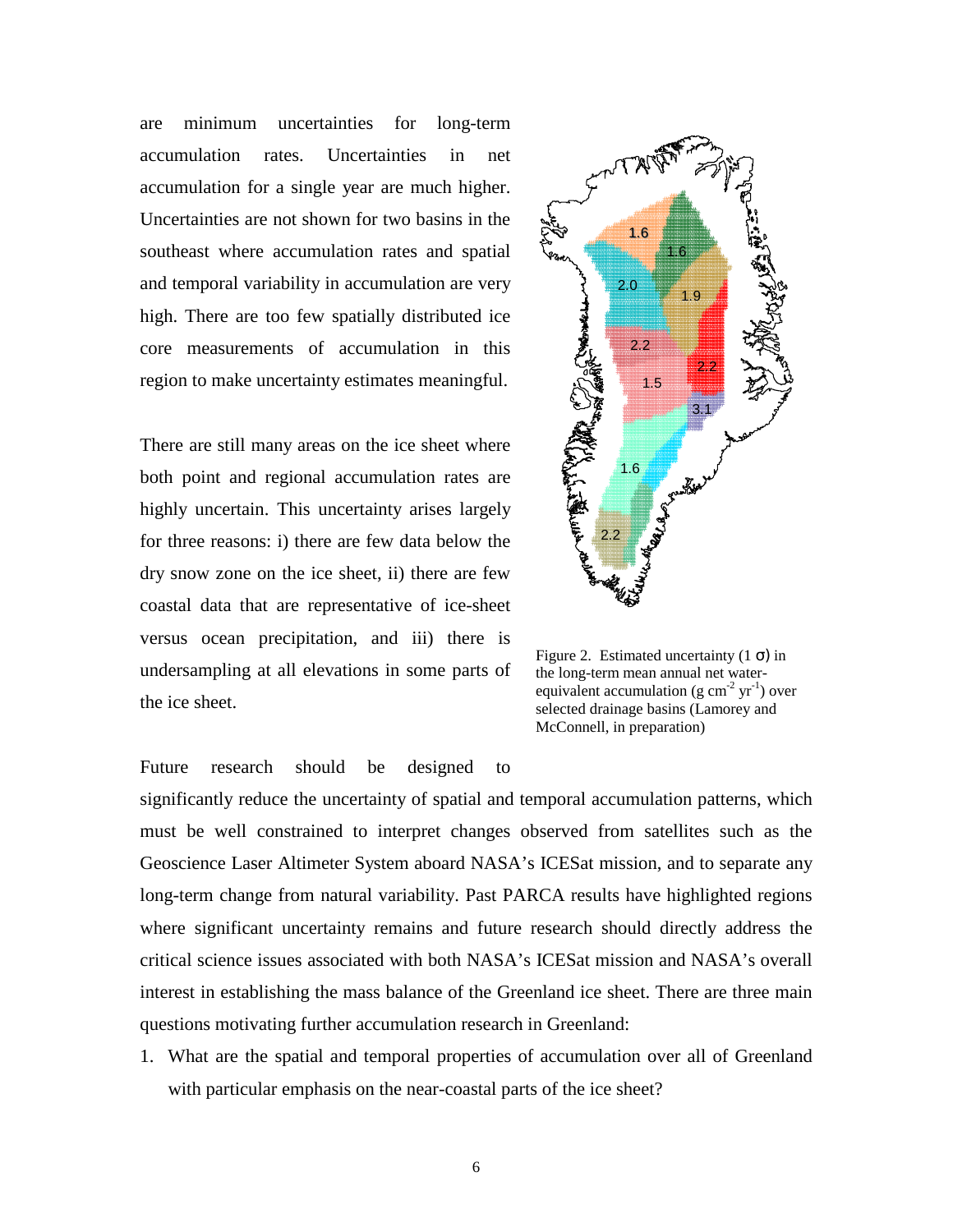are minimum uncertainties for long-term accumulation rates. Uncertainties in net accumulation for a single year are much higher. Uncertainties are not shown for two basins in the southeast where accumulation rates and spatial and temporal variability in accumulation are very high. There are too few spatially distributed ice core measurements of accumulation in this region to make uncertainty estimates meaningful.

There are still many areas on the ice sheet where both point and regional accumulation rates are highly uncertain. This uncertainty arises largely for three reasons: i) there are few data below the dry snow zone on the ice sheet, ii) there are few coastal data that are representative of ice-sheet versus ocean precipitation, and iii) there is undersampling at all elevations in some parts of the ice sheet.

1.6
1.6
2.0
1.9
2.2
2.2
1.5
3.1
1.6
2.2

Figure 2. Estimated uncertainty (1 σ) in the long-term mean annual net water-equivalent accumulation (g $cm^{-2}$ $yr^{-1}$) over selected drainage basins (Lamorey and McConnell, in preparation)

Future research should be designed to significantly reduce the uncertainty of spatial and temporal accumulation patterns, which must be well constrained to interpret changes observed from satellites such as the Geoscience Laser Altimeter System aboard NASA's ICESat mission, and to separate any long-term change from natural variability. Past PARCA results have highlighted regions where significant uncertainty remains and future research should directly address the critical science issues associated with both NASA's ICESat mission and NASA's overall interest in establishing the mass balance of the Greenland ice sheet. There are three main questions motivating further accumulation research in Greenland:

1. What are the spatial and temporal properties of accumulation over all of Greenland with particular emphasis on the near-coastal parts of the ice sheet?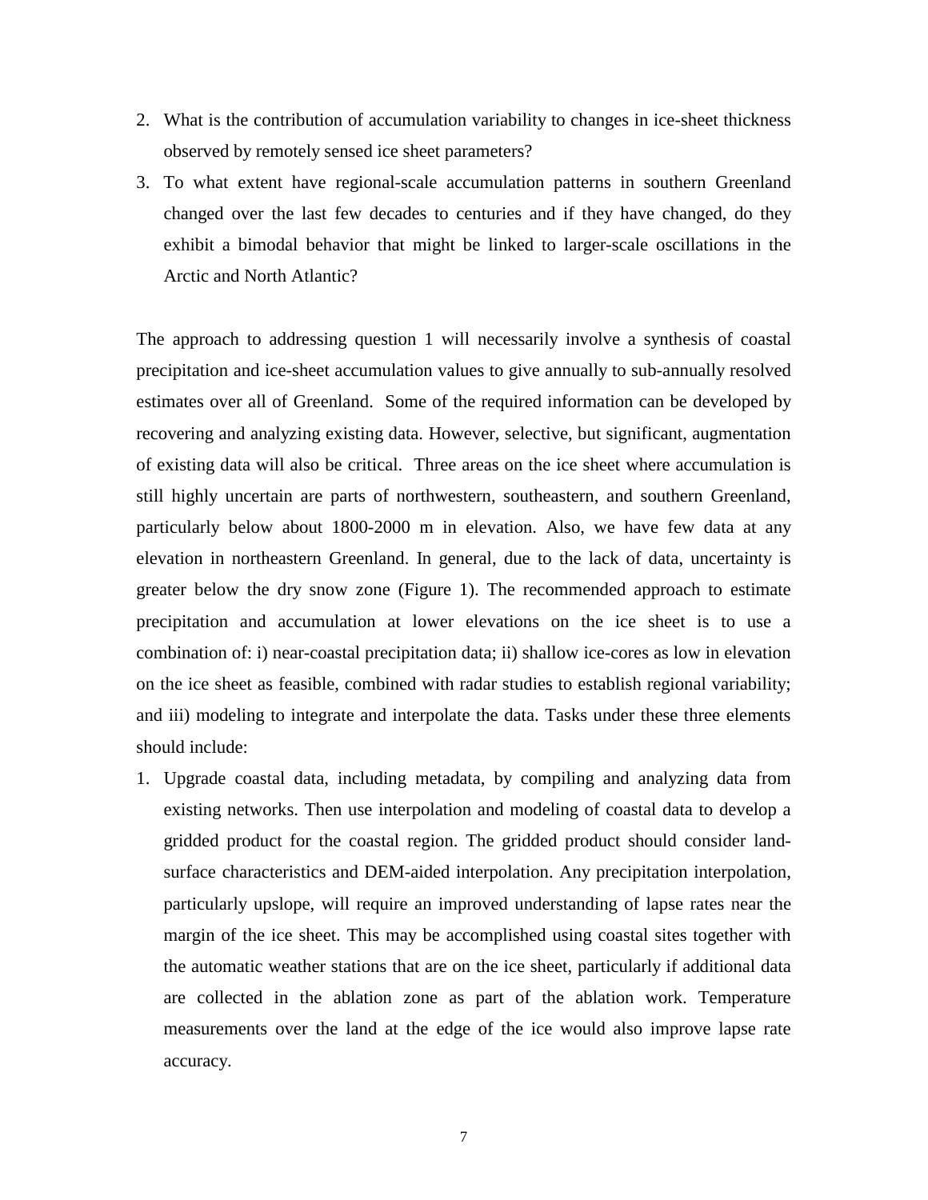2. What is the contribution of accumulation variability to changes in ice-sheet thickness observed by remotely sensed ice sheet parameters?
3. To what extent have regional-scale accumulation patterns in southern Greenland changed over the last few decades to centuries and if they have changed, do they exhibit a bimodal behavior that might be linked to larger-scale oscillations in the Arctic and North Atlantic?

The approach to addressing question 1 will necessarily involve a synthesis of coastal precipitation and ice-sheet accumulation values to give annually to sub-annually resolved estimates over all of Greenland. Some of the required information can be developed by recovering and analyzing existing data. However, selective, but significant, augmentation of existing data will also be critical. Three areas on the ice sheet where accumulation is still highly uncertain are parts of northwestern, southeastern, and southern Greenland, particularly below about 1800-2000 m in elevation. Also, we have few data at any elevation in northeastern Greenland. In general, due to the lack of data, uncertainty is greater below the dry snow zone (Figure 1). The recommended approach to estimate precipitation and accumulation at lower elevations on the ice sheet is to use a combination of: i) near-coastal precipitation data; ii) shallow ice-cores as low in elevation on the ice sheet as feasible, combined with radar studies to establish regional variability; and iii) modeling to integrate and interpolate the data. Tasks under these three elements should include:

1. Upgrade coastal data, including metadata, by compiling and analyzing data from existing networks. Then use interpolation and modeling of coastal data to develop a gridded product for the coastal region. The gridded product should consider land-surface characteristics and DEM-aided interpolation. Any precipitation interpolation, particularly upslope, will require an improved understanding of lapse rates near the margin of the ice sheet. This may be accomplished using coastal sites together with the automatic weather stations that are on the ice sheet, particularly if additional data are collected in the ablation zone as part of the ablation work. Temperature measurements over the land at the edge of the ice would also improve lapse rate accuracy.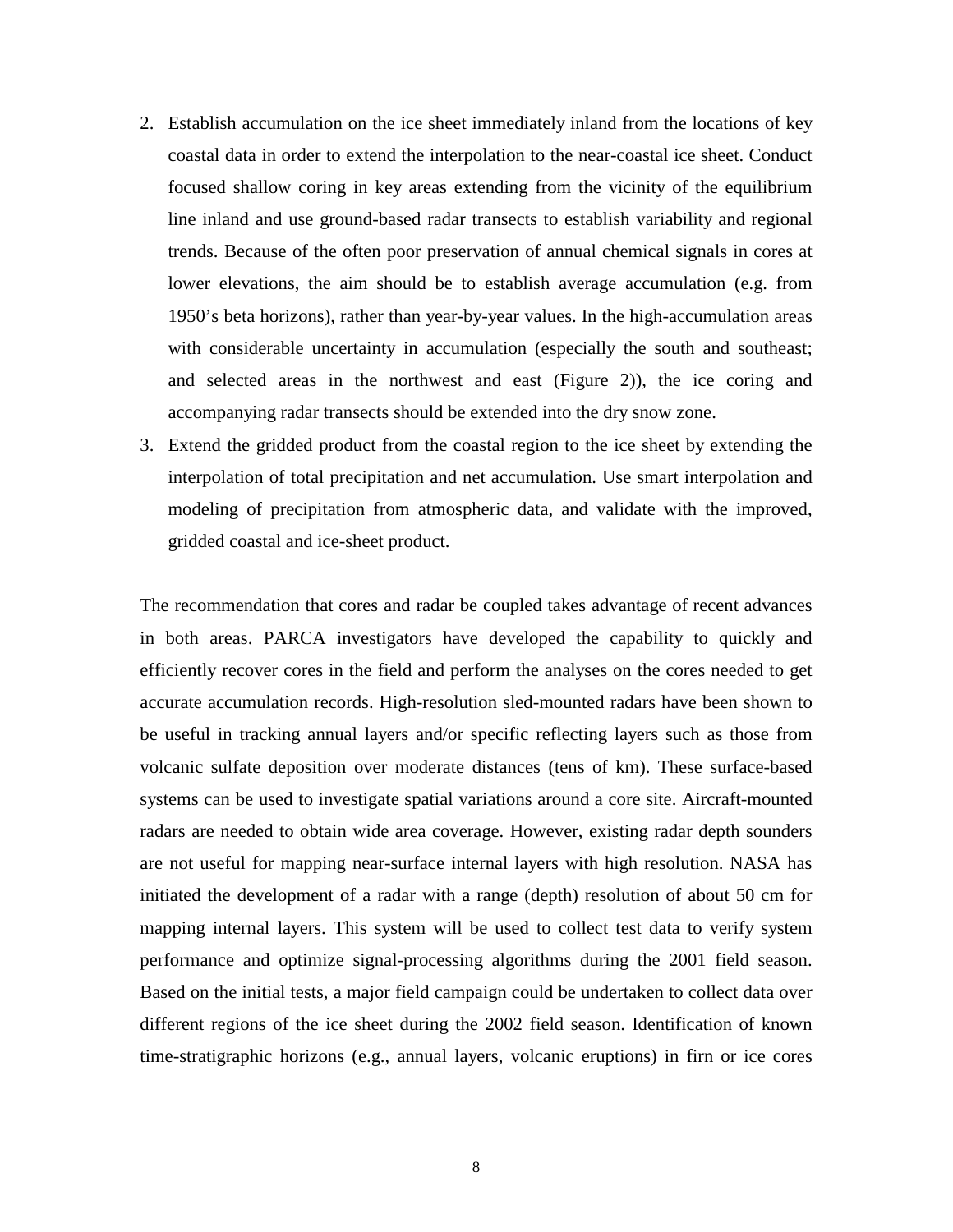2. Establish accumulation on the ice sheet immediately inland from the locations of key coastal data in order to extend the interpolation to the near-coastal ice sheet. Conduct focused shallow coring in key areas extending from the vicinity of the equilibrium line inland and use ground-based radar transects to establish variability and regional trends. Because of the often poor preservation of annual chemical signals in cores at lower elevations, the aim should be to establish average accumulation (e.g. from 1950's beta horizons), rather than year-by-year values. In the high-accumulation areas with considerable uncertainty in accumulation (especially the south and southeast; and selected areas in the northwest and east (Figure 2)), the ice coring and accompanying radar transects should be extended into the dry snow zone.
3. Extend the gridded product from the coastal region to the ice sheet by extending the interpolation of total precipitation and net accumulation. Use smart interpolation and modeling of precipitation from atmospheric data, and validate with the improved, gridded coastal and ice-sheet product.

The recommendation that cores and radar be coupled takes advantage of recent advances in both areas. PARCA investigators have developed the capability to quickly and efficiently recover cores in the field and perform the analyses on the cores needed to get accurate accumulation records. High-resolution sled-mounted radars have been shown to be useful in tracking annual layers and/or specific reflecting layers such as those from volcanic sulfate deposition over moderate distances (tens of km). These surface-based systems can be used to investigate spatial variations around a core site. Aircraft-mounted radars are needed to obtain wide area coverage. However, existing radar depth sounders are not useful for mapping near-surface internal layers with high resolution. NASA has initiated the development of a radar with a range (depth) resolution of about 50 cm for mapping internal layers. This system will be used to collect test data to verify system performance and optimize signal-processing algorithms during the 2001 field season. Based on the initial tests, a major field campaign could be undertaken to collect data over different regions of the ice sheet during the 2002 field season. Identification of known time-stratigraphic horizons (e.g., annual layers, volcanic eruptions) in firn or ice cores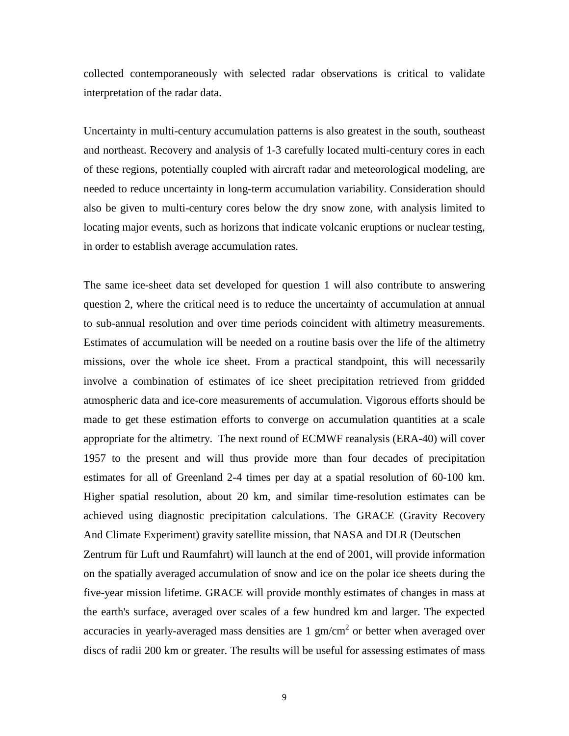collected contemporaneously with selected radar observations is critical to validate interpretation of the radar data.

Uncertainty in multi-century accumulation patterns is also greatest in the south, southeast and northeast. Recovery and analysis of 1-3 carefully located multi-century cores in each of these regions, potentially coupled with aircraft radar and meteorological modeling, are needed to reduce uncertainty in long-term accumulation variability. Consideration should also be given to multi-century cores below the dry snow zone, with analysis limited to locating major events, such as horizons that indicate volcanic eruptions or nuclear testing, in order to establish average accumulation rates.

The same ice-sheet data set developed for question 1 will also contribute to answering question 2, where the critical need is to reduce the uncertainty of accumulation at annual to sub-annual resolution and over time periods coincident with altimetry measurements. Estimates of accumulation will be needed on a routine basis over the life of the altimetry missions, over the whole ice sheet. From a practical standpoint, this will necessarily involve a combination of estimates of ice sheet precipitation retrieved from gridded atmospheric data and ice-core measurements of accumulation. Vigorous efforts should be made to get these estimation efforts to converge on accumulation quantities at a scale appropriate for the altimetry. The next round of ECMWF reanalysis (ERA-40) will cover 1957 to the present and will thus provide more than four decades of precipitation estimates for all of Greenland 2-4 times per day at a spatial resolution of 60-100 km. Higher spatial resolution, about 20 km, and similar time-resolution estimates can be achieved using diagnostic precipitation calculations. The GRACE (Gravity Recovery And Climate Experiment) gravity satellite mission, that NASA and DLR (Deutschen Zentrum für Luft und Raumfahrt) will launch at the end of 2001, will provide information on the spatially averaged accumulation of snow and ice on the polar ice sheets during the five-year mission lifetime. GRACE will provide monthly estimates of changes in mass at the earth's surface, averaged over scales of a few hundred km and larger. The expected accuracies in yearly-averaged mass densities are 1 gm/cm$^2$ or better when averaged over discs of radii 200 km or greater. The results will be useful for assessing estimates of mass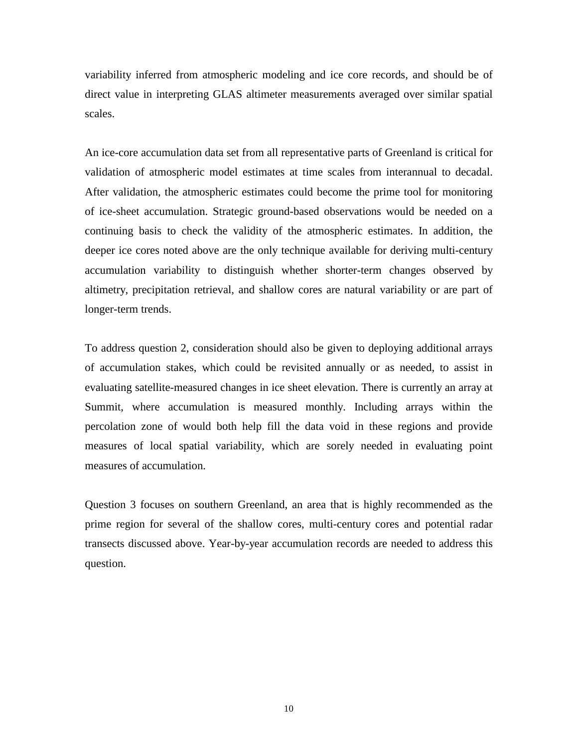variability inferred from atmospheric modeling and ice core records, and should be of direct value in interpreting GLAS altimeter measurements averaged over similar spatial scales.

An ice-core accumulation data set from all representative parts of Greenland is critical for validation of atmospheric model estimates at time scales from interannual to decadal. After validation, the atmospheric estimates could become the prime tool for monitoring of ice-sheet accumulation. Strategic ground-based observations would be needed on a continuing basis to check the validity of the atmospheric estimates. In addition, the deeper ice cores noted above are the only technique available for deriving multi-century accumulation variability to distinguish whether shorter-term changes observed by altimetry, precipitation retrieval, and shallow cores are natural variability or are part of longer-term trends.

To address question 2, consideration should also be given to deploying additional arrays of accumulation stakes, which could be revisited annually or as needed, to assist in evaluating satellite-measured changes in ice sheet elevation. There is currently an array at Summit, where accumulation is measured monthly. Including arrays within the percolation zone of would both help fill the data void in these regions and provide measures of local spatial variability, which are sorely needed in evaluating point measures of accumulation.

Question 3 focuses on southern Greenland, an area that is highly recommended as the prime region for several of the shallow cores, multi-century cores and potential radar transects discussed above. Year-by-year accumulation records are needed to address this question.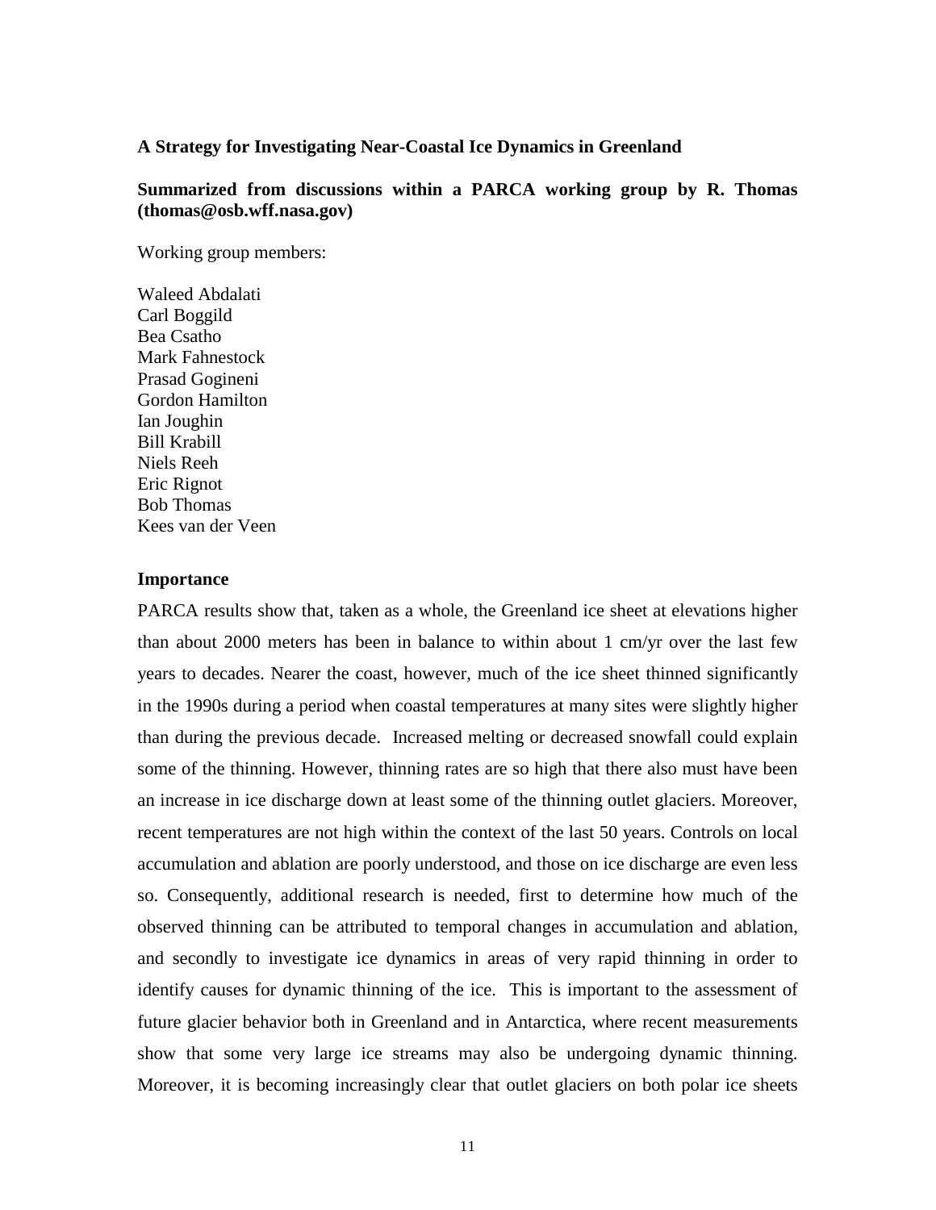**A Strategy for Investigating Near-Coastal Ice Dynamics in Greenland**

**Summarized from discussions within a PARCA working group by R. Thomas (thomas@osb.wff.nasa.gov)**

Working group members:

Waleed Abdalati
Carl Boggild
Bea Csatho
Mark Fahnestock
Prasad Gogineni
Gordon Hamilton
Ian Joughin
Bill Krabill
Niels Reeh
Eric Rignot
Bob Thomas
Kees van der Veen

**Importance**

PARCA results show that, taken as a whole, the Greenland ice sheet at elevations higher than about 2000 meters has been in balance to within about 1 cm/yr over the last few years to decades. Nearer the coast, however, much of the ice sheet thinned significantly in the 1990s during a period when coastal temperatures at many sites were slightly higher than during the previous decade. Increased melting or decreased snowfall could explain some of the thinning. However, thinning rates are so high that there also must have been an increase in ice discharge down at least some of the thinning outlet glaciers. Moreover, recent temperatures are not high within the context of the last 50 years. Controls on local accumulation and ablation are poorly understood, and those on ice discharge are even less so. Consequently, additional research is needed, first to determine how much of the observed thinning can be attributed to temporal changes in accumulation and ablation, and secondly to investigate ice dynamics in areas of very rapid thinning in order to identify causes for dynamic thinning of the ice. This is important to the assessment of future glacier behavior both in Greenland and in Antarctica, where recent measurements show that some very large ice streams may also be undergoing dynamic thinning. Moreover, it is becoming increasingly clear that outlet glaciers on both polar ice sheets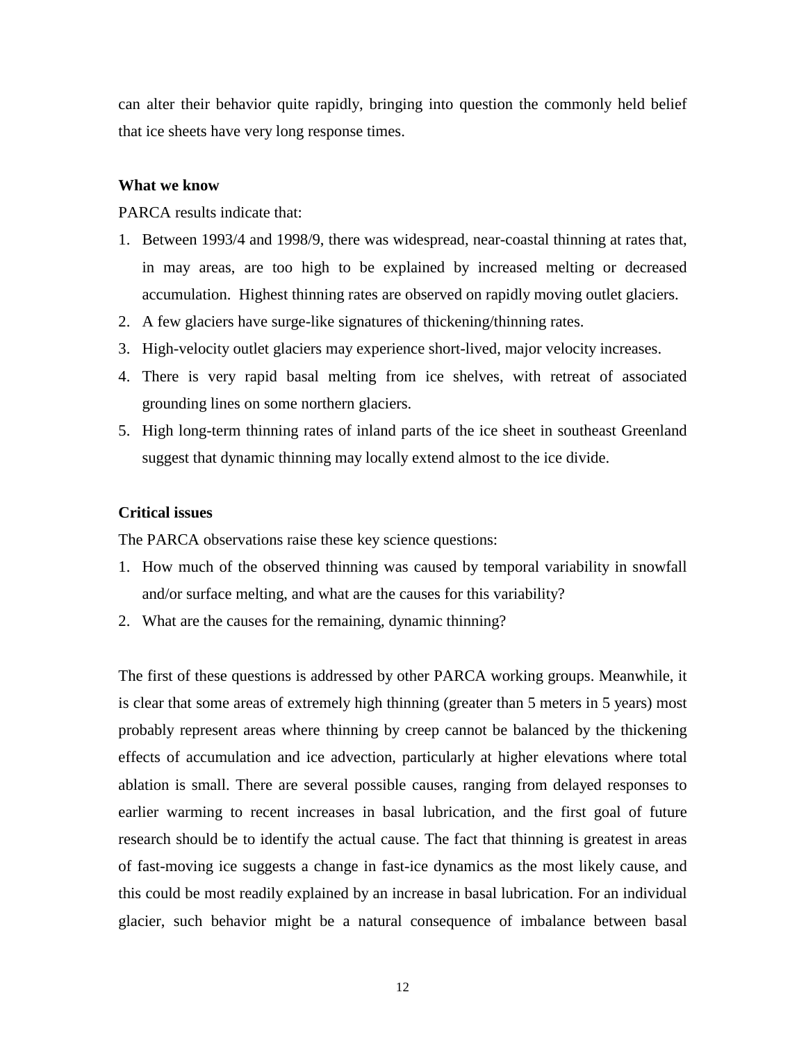can alter their behavior quite rapidly, bringing into question the commonly held belief that ice sheets have very long response times.

**What we know**

PARCA results indicate that:

1. Between 1993/4 and 1998/9, there was widespread, near-coastal thinning at rates that, in may areas, are too high to be explained by increased melting or decreased accumulation. Highest thinning rates are observed on rapidly moving outlet glaciers.
2. A few glaciers have surge-like signatures of thickening/thinning rates.
3. High-velocity outlet glaciers may experience short-lived, major velocity increases.
4. There is very rapid basal melting from ice shelves, with retreat of associated grounding lines on some northern glaciers.
5. High long-term thinning rates of inland parts of the ice sheet in southeast Greenland suggest that dynamic thinning may locally extend almost to the ice divide.

**Critical issues**

The PARCA observations raise these key science questions:

1. How much of the observed thinning was caused by temporal variability in snowfall and/or surface melting, and what are the causes for this variability?
2. What are the causes for the remaining, dynamic thinning?

The first of these questions is addressed by other PARCA working groups. Meanwhile, it is clear that some areas of extremely high thinning (greater than 5 meters in 5 years) most probably represent areas where thinning by creep cannot be balanced by the thickening effects of accumulation and ice advection, particularly at higher elevations where total ablation is small. There are several possible causes, ranging from delayed responses to earlier warming to recent increases in basal lubrication, and the first goal of future research should be to identify the actual cause. The fact that thinning is greatest in areas of fast-moving ice suggests a change in fast-ice dynamics as the most likely cause, and this could be most readily explained by an increase in basal lubrication. For an individual glacier, such behavior might be a natural consequence of imbalance between basal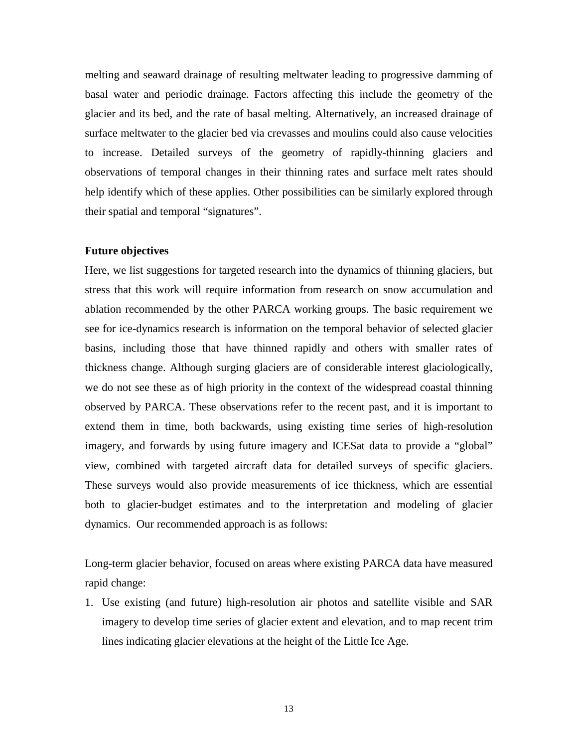melting and seaward drainage of resulting meltwater leading to progressive damming of basal water and periodic drainage. Factors affecting this include the geometry of the glacier and its bed, and the rate of basal melting. Alternatively, an increased drainage of surface meltwater to the glacier bed via crevasses and moulins could also cause velocities to increase. Detailed surveys of the geometry of rapidly-thinning glaciers and observations of temporal changes in their thinning rates and surface melt rates should help identify which of these applies. Other possibilities can be similarly explored through their spatial and temporal "signatures".

**Future objectives**

Here, we list suggestions for targeted research into the dynamics of thinning glaciers, but stress that this work will require information from research on snow accumulation and ablation recommended by the other PARCA working groups. The basic requirement we see for ice-dynamics research is information on the temporal behavior of selected glacier basins, including those that have thinned rapidly and others with smaller rates of thickness change. Although surging glaciers are of considerable interest glaciologically, we do not see these as of high priority in the context of the widespread coastal thinning observed by PARCA. These observations refer to the recent past, and it is important to extend them in time, both backwards, using existing time series of high-resolution imagery, and forwards by using future imagery and ICESat data to provide a "global" view, combined with targeted aircraft data for detailed surveys of specific glaciers. These surveys would also provide measurements of ice thickness, which are essential both to glacier-budget estimates and to the interpretation and modeling of glacier dynamics. Our recommended approach is as follows:

Long-term glacier behavior, focused on areas where existing PARCA data have measured rapid change:

1. Use existing (and future) high-resolution air photos and satellite visible and SAR imagery to develop time series of glacier extent and elevation, and to map recent trim lines indicating glacier elevations at the height of the Little Ice Age.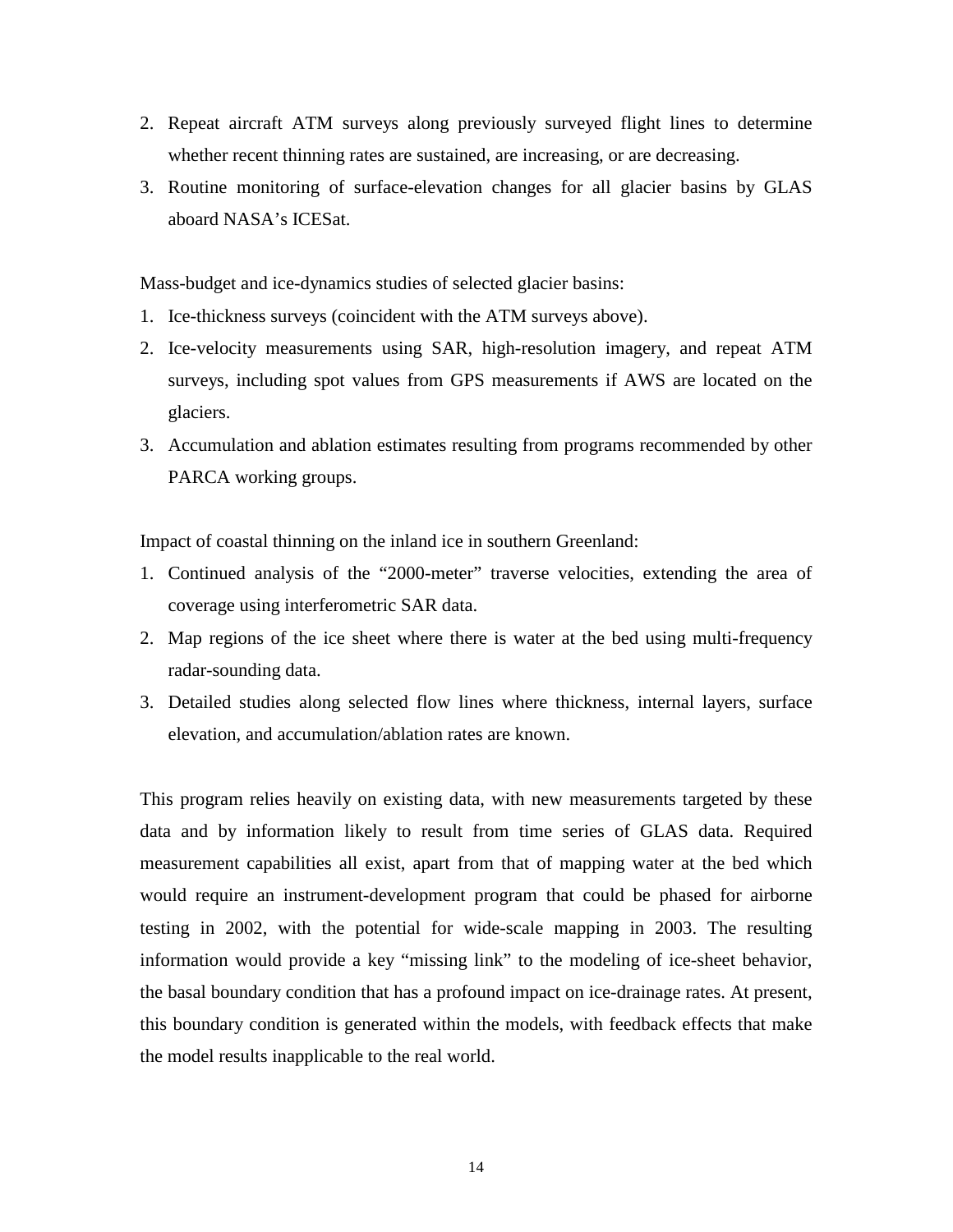2. Repeat aircraft ATM surveys along previously surveyed flight lines to determine whether recent thinning rates are sustained, are increasing, or are decreasing.
3. Routine monitoring of surface-elevation changes for all glacier basins by GLAS aboard NASA's ICESat.

Mass-budget and ice-dynamics studies of selected glacier basins:

1. Ice-thickness surveys (coincident with the ATM surveys above).
2. Ice-velocity measurements using SAR, high-resolution imagery, and repeat ATM surveys, including spot values from GPS measurements if AWS are located on the glaciers.
3. Accumulation and ablation estimates resulting from programs recommended by other PARCA working groups.

Impact of coastal thinning on the inland ice in southern Greenland:

1. Continued analysis of the "2000-meter" traverse velocities, extending the area of coverage using interferometric SAR data.
2. Map regions of the ice sheet where there is water at the bed using multi-frequency radar-sounding data.
3. Detailed studies along selected flow lines where thickness, internal layers, surface elevation, and accumulation/ablation rates are known.

This program relies heavily on existing data, with new measurements targeted by these data and by information likely to result from time series of GLAS data. Required measurement capabilities all exist, apart from that of mapping water at the bed which would require an instrument-development program that could be phased for airborne testing in 2002, with the potential for wide-scale mapping in 2003. The resulting information would provide a key "missing link" to the modeling of ice-sheet behavior, the basal boundary condition that has a profound impact on ice-drainage rates. At present, this boundary condition is generated within the models, with feedback effects that make the model results inapplicable to the real world.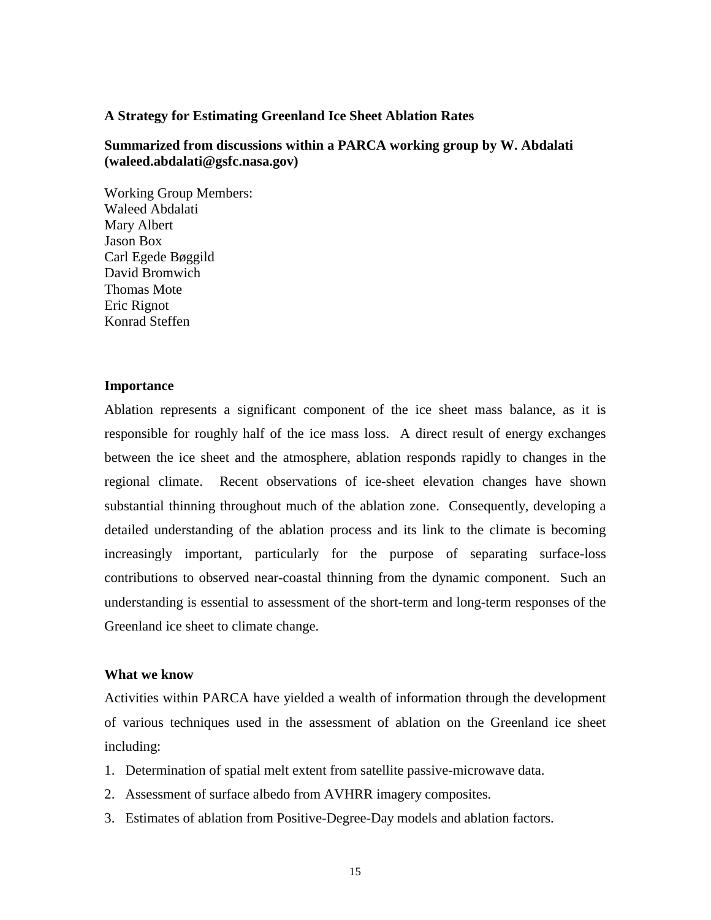**A Strategy for Estimating Greenland Ice Sheet Ablation Rates**

**Summarized from discussions within a PARCA working group by W. Abdalati (waleed.abdalati@gsfc.nasa.gov)**

Working Group Members:
Waleed Abdalati
Mary Albert
Jason Box
Carl Egede Bøggild
David Bromwich
Thomas Mote
Eric Rignot
Konrad Steffen

**Importance**

Ablation represents a significant component of the ice sheet mass balance, as it is responsible for roughly half of the ice mass loss. A direct result of energy exchanges between the ice sheet and the atmosphere, ablation responds rapidly to changes in the regional climate. Recent observations of ice-sheet elevation changes have shown substantial thinning throughout much of the ablation zone. Consequently, developing a detailed understanding of the ablation process and its link to the climate is becoming increasingly important, particularly for the purpose of separating surface-loss contributions to observed near-coastal thinning from the dynamic component. Such an understanding is essential to assessment of the short-term and long-term responses of the Greenland ice sheet to climate change.

**What we know**

Activities within PARCA have yielded a wealth of information through the development of various techniques used in the assessment of ablation on the Greenland ice sheet including:

1. Determination of spatial melt extent from satellite passive-microwave data.
2. Assessment of surface albedo from AVHRR imagery composites.
3. Estimates of ablation from Positive-Degree-Day models and ablation factors.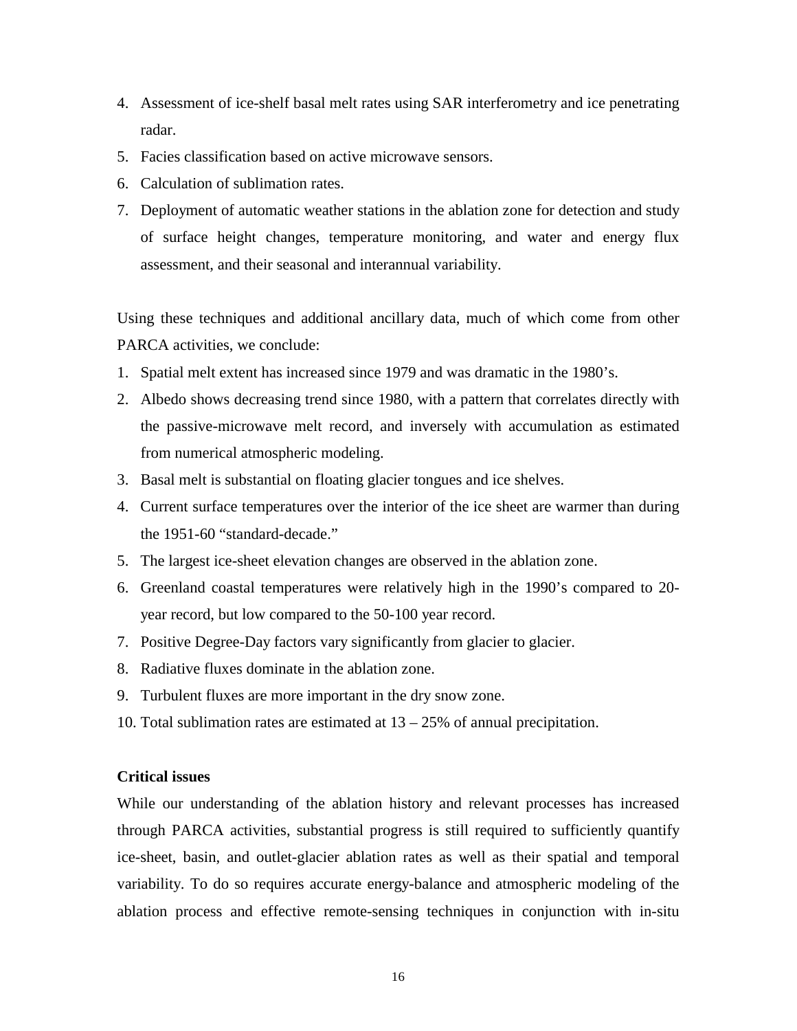4. Assessment of ice-shelf basal melt rates using SAR interferometry and ice penetrating radar.
5. Facies classification based on active microwave sensors.
6. Calculation of sublimation rates.
7. Deployment of automatic weather stations in the ablation zone for detection and study of surface height changes, temperature monitoring, and water and energy flux assessment, and their seasonal and interannual variability.

Using these techniques and additional ancillary data, much of which come from other PARCA activities, we conclude:

1. Spatial melt extent has increased since 1979 and was dramatic in the 1980's.
2. Albedo shows decreasing trend since 1980, with a pattern that correlates directly with the passive-microwave melt record, and inversely with accumulation as estimated from numerical atmospheric modeling.
3. Basal melt is substantial on floating glacier tongues and ice shelves.
4. Current surface temperatures over the interior of the ice sheet are warmer than during the 1951-60 "standard-decade."
5. The largest ice-sheet elevation changes are observed in the ablation zone.
6. Greenland coastal temperatures were relatively high in the 1990's compared to 20-year record, but low compared to the 50-100 year record.
7. Positive Degree-Day factors vary significantly from glacier to glacier.
8. Radiative fluxes dominate in the ablation zone.
9. Turbulent fluxes are more important in the dry snow zone.
10. Total sublimation rates are estimated at 13 – 25% of annual precipitation.

**Critical issues**

While our understanding of the ablation history and relevant processes has increased through PARCA activities, substantial progress is still required to sufficiently quantify ice-sheet, basin, and outlet-glacier ablation rates as well as their spatial and temporal variability. To do so requires accurate energy-balance and atmospheric modeling of the ablation process and effective remote-sensing techniques in conjunction with in-situ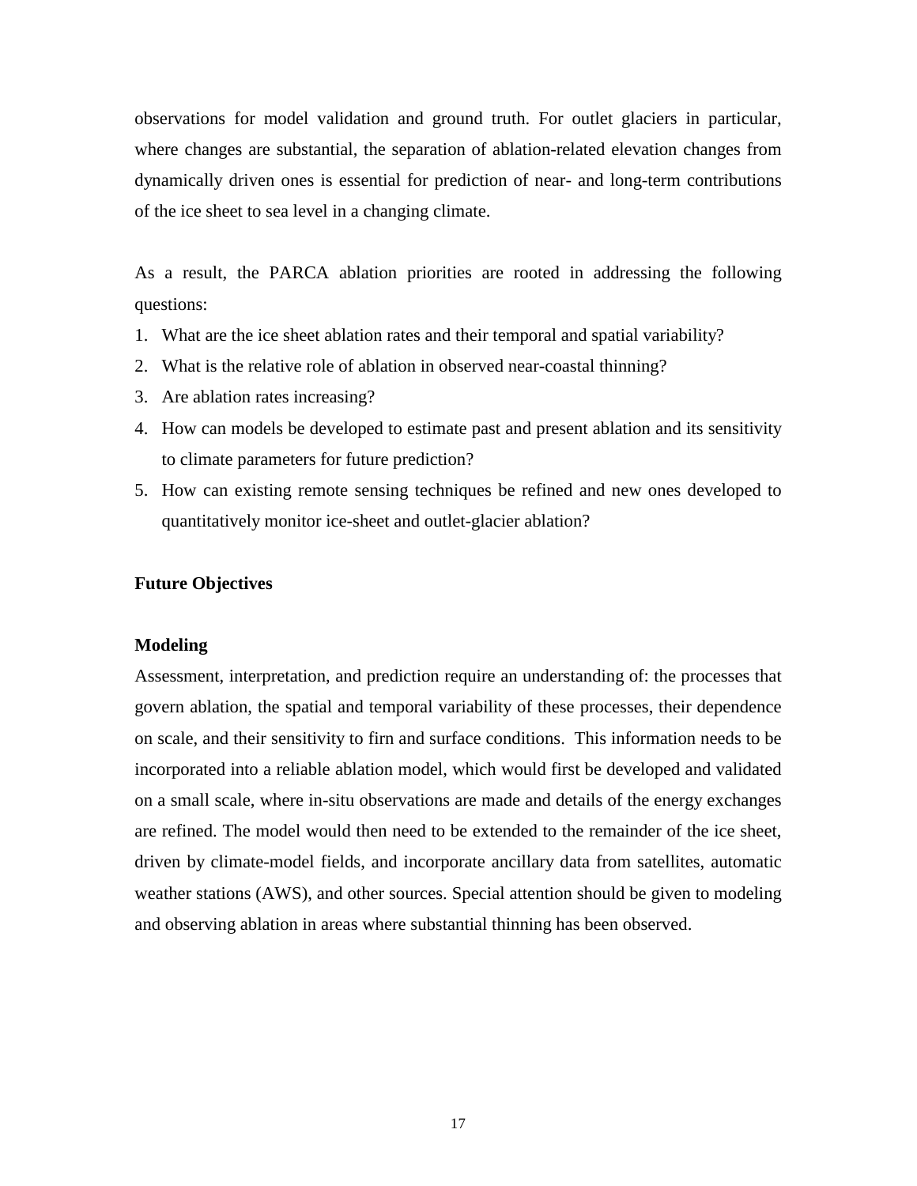observations for model validation and ground truth. For outlet glaciers in particular, where changes are substantial, the separation of ablation-related elevation changes from dynamically driven ones is essential for prediction of near- and long-term contributions of the ice sheet to sea level in a changing climate.

As a result, the PARCA ablation priorities are rooted in addressing the following questions:

1. What are the ice sheet ablation rates and their temporal and spatial variability?
2. What is the relative role of ablation in observed near-coastal thinning?
3. Are ablation rates increasing?
4. How can models be developed to estimate past and present ablation and its sensitivity to climate parameters for future prediction?
5. How can existing remote sensing techniques be refined and new ones developed to quantitatively monitor ice-sheet and outlet-glacier ablation?

**Future Objectives**

**Modeling**

Assessment, interpretation, and prediction require an understanding of: the processes that govern ablation, the spatial and temporal variability of these processes, their dependence on scale, and their sensitivity to firn and surface conditions. This information needs to be incorporated into a reliable ablation model, which would first be developed and validated on a small scale, where in-situ observations are made and details of the energy exchanges are refined. The model would then need to be extended to the remainder of the ice sheet, driven by climate-model fields, and incorporate ancillary data from satellites, automatic weather stations (AWS), and other sources. Special attention should be given to modeling and observing ablation in areas where substantial thinning has been observed.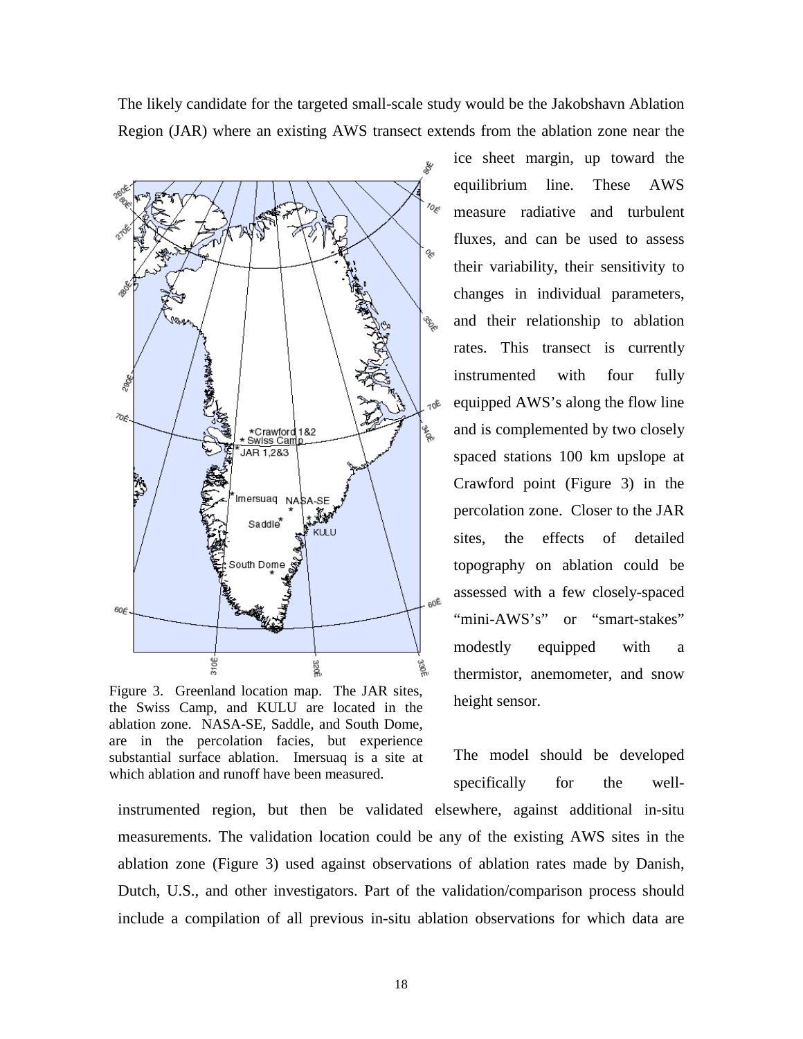The likely candidate for the targeted small-scale study would be the Jakobshavn Ablation Region (JAR) where an existing AWS transect extends from the ablation zone near the ice sheet margin, up toward the equilibrium line. These AWS measure radiative and turbulent fluxes, and can be used to assess their variability, their sensitivity to changes in individual parameters, and their relationship to ablation rates. This transect is currently instrumented with four fully equipped AWS's along the flow line and is complemented by two closely spaced stations 100 km upslope at Crawford point (Figure 3) in the percolation zone. Closer to the JAR sites, the effects of detailed topography on ablation could be assessed with a few closely-spaced "mini-AWS's" or "smart-stakes" modestly equipped with a thermistor, anemometer, and snow height sensor.

Crawford 1&2
Swiss Camp
JAR 1,2&3
Imersuaq
NASA-SE
Saddle
KULU
South Dome
260E 80E 270E 280E 290E 70E 60E 310E 320E 330E 80E 10E 0E 350E 70E 340E 60E

Figure 3. Greenland location map. The JAR sites, the Swiss Camp, and KULU are located in the ablation zone. NASA-SE, Saddle, and South Dome, are in the percolation facies, but experience substantial surface ablation. Imersuaq is a site at which ablation and runoff have been measured.

The model should be developed specifically for the well-instrumented region, but then be validated elsewhere, against additional in-situ measurements. The validation location could be any of the existing AWS sites in the ablation zone (Figure 3) used against observations of ablation rates made by Danish, Dutch, U.S., and other investigators. Part of the validation/comparison process should include a compilation of all previous in-situ ablation observations for which data are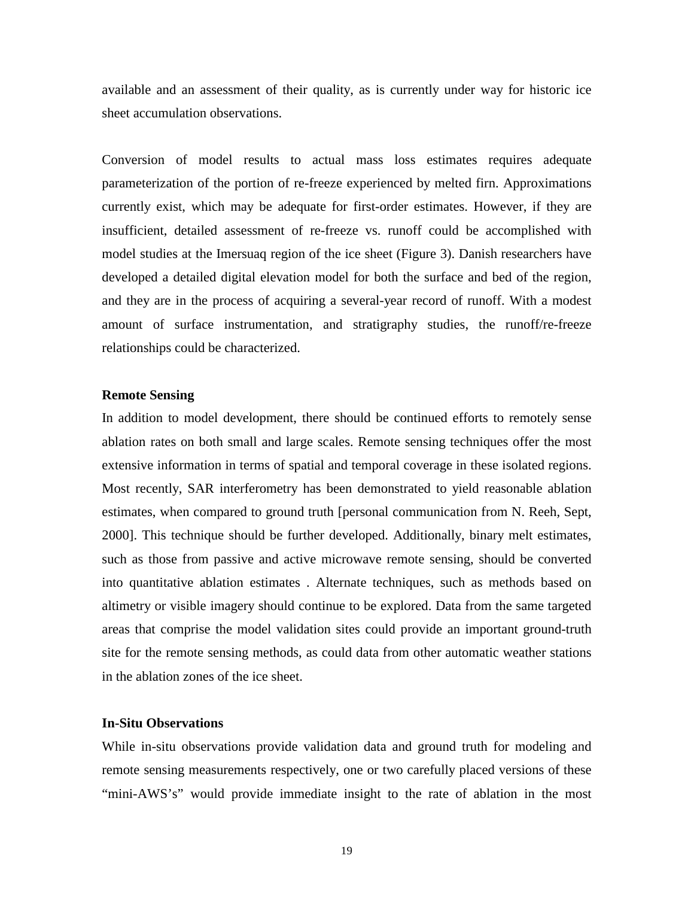available and an assessment of their quality, as is currently under way for historic ice sheet accumulation observations.

Conversion of model results to actual mass loss estimates requires adequate parameterization of the portion of re-freeze experienced by melted firn. Approximations currently exist, which may be adequate for first-order estimates. However, if they are insufficient, detailed assessment of re-freeze vs. runoff could be accomplished with model studies at the Imersuaq region of the ice sheet (Figure 3). Danish researchers have developed a detailed digital elevation model for both the surface and bed of the region, and they are in the process of acquiring a several-year record of runoff. With a modest amount of surface instrumentation, and stratigraphy studies, the runoff/re-freeze relationships could be characterized.

**Remote Sensing**

In addition to model development, there should be continued efforts to remotely sense ablation rates on both small and large scales. Remote sensing techniques offer the most extensive information in terms of spatial and temporal coverage in these isolated regions. Most recently, SAR interferometry has been demonstrated to yield reasonable ablation estimates, when compared to ground truth [personal communication from N. Reeh, Sept, 2000]. This technique should be further developed. Additionally, binary melt estimates, such as those from passive and active microwave remote sensing, should be converted into quantitative ablation estimates . Alternate techniques, such as methods based on altimetry or visible imagery should continue to be explored. Data from the same targeted areas that comprise the model validation sites could provide an important ground-truth site for the remote sensing methods, as could data from other automatic weather stations in the ablation zones of the ice sheet.

**In-Situ Observations**

While in-situ observations provide validation data and ground truth for modeling and remote sensing measurements respectively, one or two carefully placed versions of these "mini-AWS's" would provide immediate insight to the rate of ablation in the most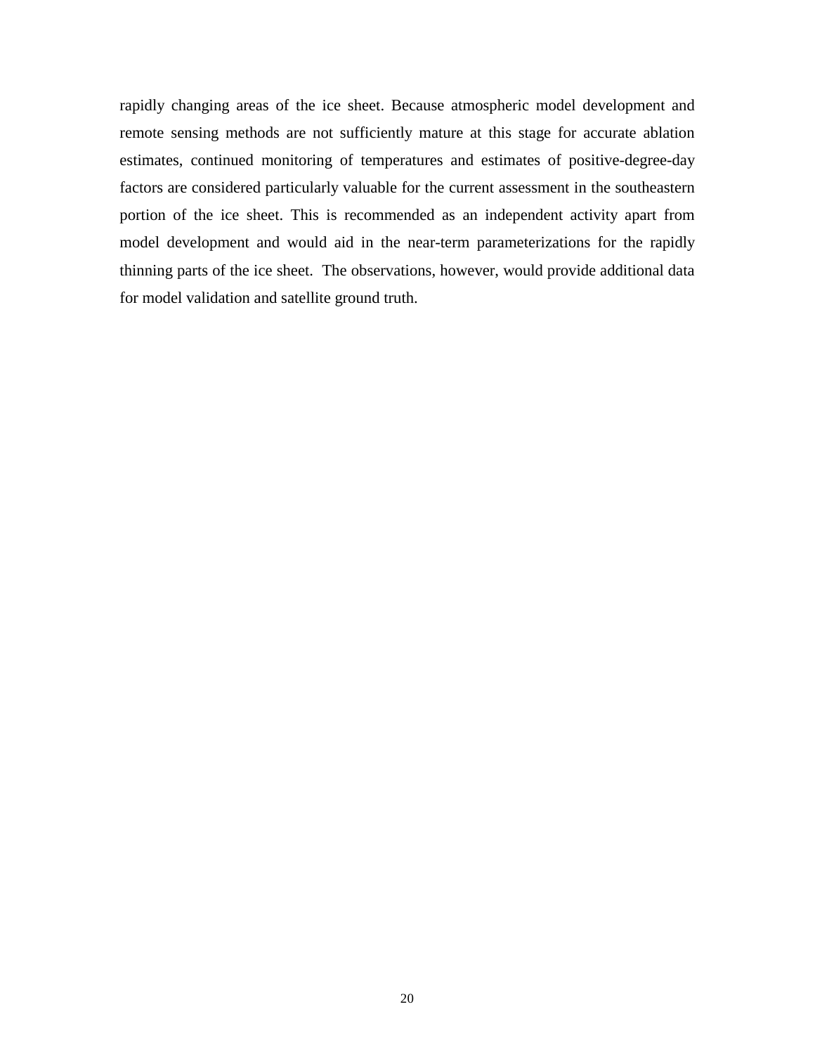rapidly changing areas of the ice sheet. Because atmospheric model development and remote sensing methods are not sufficiently mature at this stage for accurate ablation estimates, continued monitoring of temperatures and estimates of positive-degree-day factors are considered particularly valuable for the current assessment in the southeastern portion of the ice sheet. This is recommended as an independent activity apart from model development and would aid in the near-term parameterizations for the rapidly thinning parts of the ice sheet. The observations, however, would provide additional data for model validation and satellite ground truth.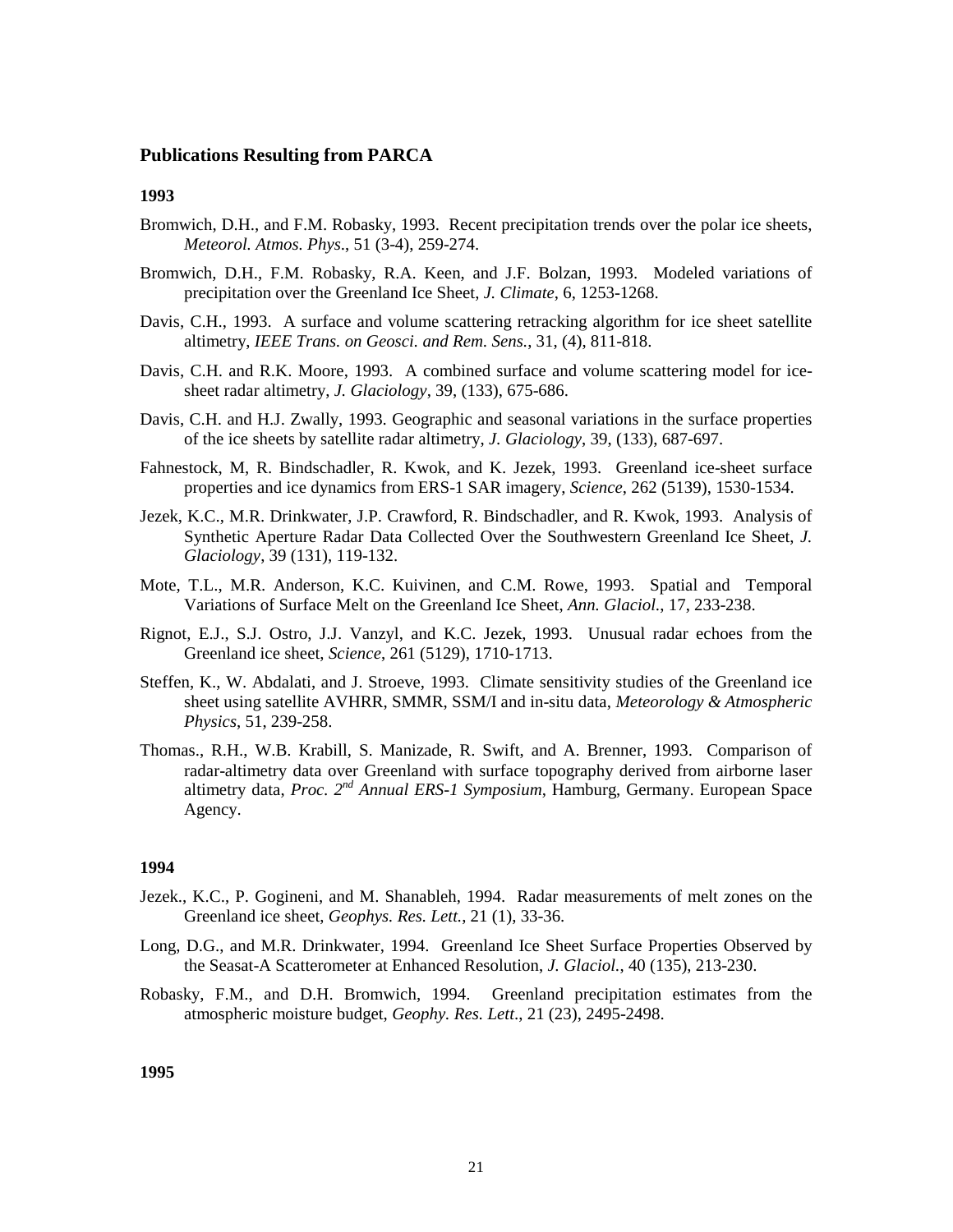## Publications Resulting from PARCA

### 1993

Bromwich, D.H., and F.M. Robasky, 1993. Recent precipitation trends over the polar ice sheets, *Meteorol. Atmos. Phys*., 51 (3-4), 259-274.

Bromwich, D.H., F.M. Robasky, R.A. Keen, and J.F. Bolzan, 1993. Modeled variations of precipitation over the Greenland Ice Sheet, *J. Climate*, 6, 1253-1268.

Davis, C.H., 1993. A surface and volume scattering retracking algorithm for ice sheet satellite altimetry, *IEEE Trans. on Geosci. and Rem. Sens.*, 31, (4), 811-818.

Davis, C.H. and R.K. Moore, 1993. A combined surface and volume scattering model for ice-sheet radar altimetry, *J. Glaciology*, 39, (133), 675-686.

Davis, C.H. and H.J. Zwally, 1993. Geographic and seasonal variations in the surface properties of the ice sheets by satellite radar altimetry, *J. Glaciology*, 39, (133), 687-697.

Fahnestock, M, R. Bindschadler, R. Kwok, and K. Jezek, 1993. Greenland ice-sheet surface properties and ice dynamics from ERS-1 SAR imagery, *Science*, 262 (5139), 1530-1534.

Jezek, K.C., M.R. Drinkwater, J.P. Crawford, R. Bindschadler, and R. Kwok, 1993. Analysis of Synthetic Aperture Radar Data Collected Over the Southwestern Greenland Ice Sheet, *J. Glaciology*, 39 (131), 119-132.

Mote, T.L., M.R. Anderson, K.C. Kuivinen, and C.M. Rowe, 1993. Spatial and Temporal Variations of Surface Melt on the Greenland Ice Sheet, *Ann. Glaciol.*, 17, 233-238.

Rignot, E.J., S.J. Ostro, J.J. Vanzyl, and K.C. Jezek, 1993. Unusual radar echoes from the Greenland ice sheet, *Science*, 261 (5129), 1710-1713.

Steffen, K., W. Abdalati, and J. Stroeve, 1993. Climate sensitivity studies of the Greenland ice sheet using satellite AVHRR, SMMR, SSM/I and in-situ data, *Meteorology & Atmospheric Physics*, 51, 239-258.

Thomas., R.H., W.B. Krabill, S. Manizade, R. Swift, and A. Brenner, 1993. Comparison of radar-altimetry data over Greenland with surface topography derived from airborne laser altimetry data, *Proc. 2nd Annual ERS-1 Symposium*, Hamburg, Germany. European Space Agency.

### 1994

Jezek., K.C., P. Gogineni, and M. Shanableh, 1994. Radar measurements of melt zones on the Greenland ice sheet, *Geophys. Res. Lett.*, 21 (1), 33-36.

Long, D.G., and M.R. Drinkwater, 1994. Greenland Ice Sheet Surface Properties Observed by the Seasat-A Scatterometer at Enhanced Resolution, *J. Glaciol.*, 40 (135), 213-230.

Robasky, F.M., and D.H. Bromwich, 1994. Greenland precipitation estimates from the atmospheric moisture budget, *Geophy. Res. Lett*., 21 (23), 2495-2498.

### 1995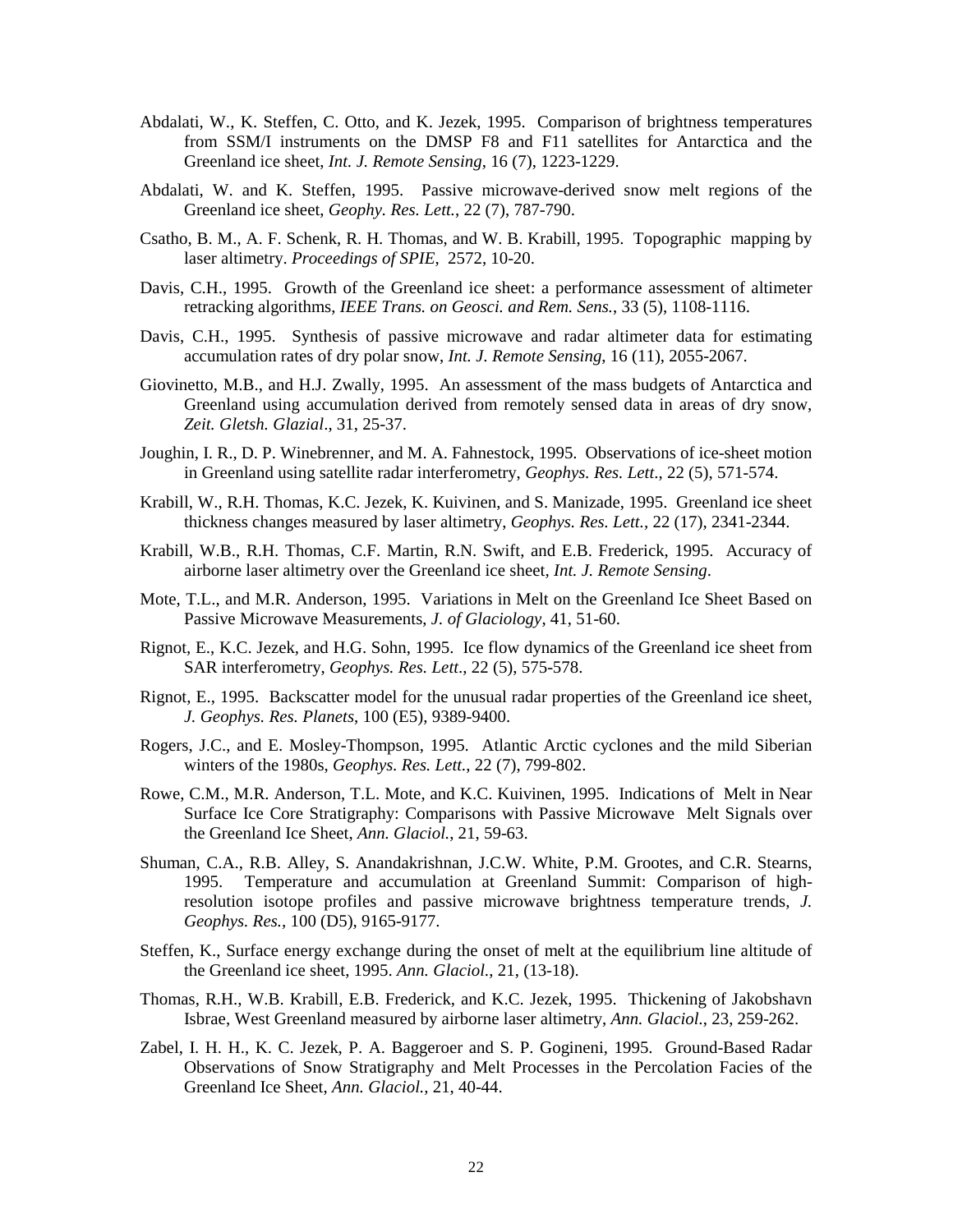Abdalati, W., K. Steffen, C. Otto, and K. Jezek, 1995. Comparison of brightness temperatures from SSM/I instruments on the DMSP F8 and F11 satellites for Antarctica and the Greenland ice sheet, *Int. J. Remote Sensing*, 16 (7), 1223-1229.

Abdalati, W. and K. Steffen, 1995. Passive microwave-derived snow melt regions of the Greenland ice sheet, *Geophy. Res. Lett.*, 22 (7), 787-790.

Csatho, B. M., A. F. Schenk, R. H. Thomas, and W. B. Krabill, 1995. Topographic mapping by laser altimetry. *Proceedings of SPIE*, 2572, 10-20.

Davis, C.H., 1995. Growth of the Greenland ice sheet: a performance assessment of altimeter retracking algorithms, *IEEE Trans. on Geosci. and Rem. Sens.*, 33 (5), 1108-1116.

Davis, C.H., 1995. Synthesis of passive microwave and radar altimeter data for estimating accumulation rates of dry polar snow, *Int. J. Remote Sensing*, 16 (11), 2055-2067.

Giovinetto, M.B., and H.J. Zwally, 1995. An assessment of the mass budgets of Antarctica and Greenland using accumulation derived from remotely sensed data in areas of dry snow, *Zeit. Gletsh. Glazial*., 31, 25-37.

Joughin, I. R., D. P. Winebrenner, and M. A. Fahnestock, 1995. Observations of ice-sheet motion in Greenland using satellite radar interferometry, *Geophys. Res. Lett*., 22 (5), 571-574.

Krabill, W., R.H. Thomas, K.C. Jezek, K. Kuivinen, and S. Manizade, 1995. Greenland ice sheet thickness changes measured by laser altimetry, *Geophys. Res. Lett.*, 22 (17), 2341-2344.

Krabill, W.B., R.H. Thomas, C.F. Martin, R.N. Swift, and E.B. Frederick, 1995. Accuracy of airborne laser altimetry over the Greenland ice sheet, *Int. J. Remote Sensing*.

Mote, T.L., and M.R. Anderson, 1995. Variations in Melt on the Greenland Ice Sheet Based on Passive Microwave Measurements, *J. of Glaciology*, 41, 51-60.

Rignot, E., K.C. Jezek, and H.G. Sohn, 1995. Ice flow dynamics of the Greenland ice sheet from SAR interferometry, *Geophys. Res. Lett*., 22 (5), 575-578.

Rignot, E., 1995. Backscatter model for the unusual radar properties of the Greenland ice sheet, *J. Geophys. Res. Planets*, 100 (E5), 9389-9400.

Rogers, J.C., and E. Mosley-Thompson, 1995. Atlantic Arctic cyclones and the mild Siberian winters of the 1980s, *Geophys. Res. Lett.*, 22 (7), 799-802.

Rowe, C.M., M.R. Anderson, T.L. Mote, and K.C. Kuivinen, 1995. Indications of Melt in Near Surface Ice Core Stratigraphy: Comparisons with Passive Microwave Melt Signals over the Greenland Ice Sheet, *Ann. Glaciol.*, 21, 59-63.

Shuman, C.A., R.B. Alley, S. Anandakrishnan, J.C.W. White, P.M. Grootes, and C.R. Stearns, 1995. Temperature and accumulation at Greenland Summit: Comparison of high-resolution isotope profiles and passive microwave brightness temperature trends, *J. Geophys. Res.*, 100 (D5), 9165-9177.

Steffen, K., Surface energy exchange during the onset of melt at the equilibrium line altitude of the Greenland ice sheet, 1995. *Ann. Glaciol.*, 21, (13-18).

Thomas, R.H., W.B. Krabill, E.B. Frederick, and K.C. Jezek, 1995. Thickening of Jakobshavn Isbrae, West Greenland measured by airborne laser altimetry, *Ann. Glaciol*., 23, 259-262.

Zabel, I. H. H., K. C. Jezek, P. A. Baggeroer and S. P. Gogineni, 1995. Ground-Based Radar Observations of Snow Stratigraphy and Melt Processes in the Percolation Facies of the Greenland Ice Sheet, *Ann. Glaciol.*, 21, 40-44.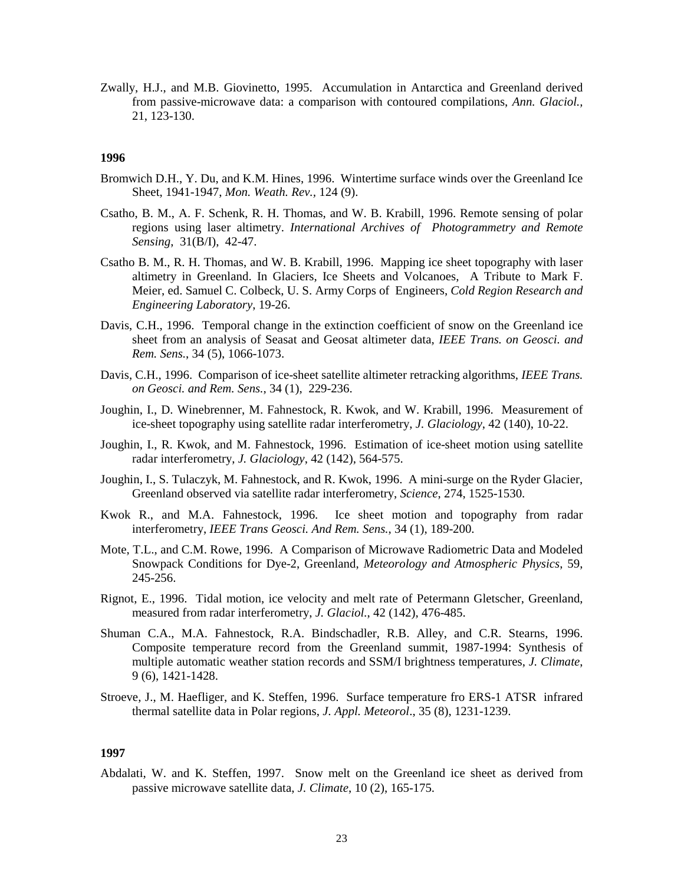Zwally, H.J., and M.B. Giovinetto, 1995. Accumulation in Antarctica and Greenland derived from passive-microwave data: a comparison with contoured compilations, *Ann. Glaciol.,* 21, 123-130.

**1996**

Bromwich D.H., Y. Du, and K.M. Hines, 1996. Wintertime surface winds over the Greenland Ice Sheet, 1941-1947, *Mon. Weath. Rev.,* 124 (9).

Csatho, B. M., A. F. Schenk, R. H. Thomas, and W. B. Krabill, 1996. Remote sensing of polar regions using laser altimetry. *International Archives of Photogrammetry and Remote Sensing*, 31(B/I), 42-47.

Csatho B. M., R. H. Thomas, and W. B. Krabill, 1996. Mapping ice sheet topography with laser altimetry in Greenland. In Glaciers, Ice Sheets and Volcanoes, A Tribute to Mark F. Meier, ed. Samuel C. Colbeck, U. S. Army Corps of Engineers, *Cold Region Research and Engineering Laboratory*, 19-26.

Davis, C.H., 1996. Temporal change in the extinction coefficient of snow on the Greenland ice sheet from an analysis of Seasat and Geosat altimeter data, *IEEE Trans. on Geosci. and Rem. Sens.,* 34 (5), 1066-1073.

Davis, C.H., 1996. Comparison of ice-sheet satellite altimeter retracking algorithms, *IEEE Trans. on Geosci. and Rem. Sens.,* 34 (1), 229-236.

Joughin, I., D. Winebrenner, M. Fahnestock, R. Kwok, and W. Krabill, 1996. Measurement of ice-sheet topography using satellite radar interferometry, *J. Glaciology*, 42 (140), 10-22.

Joughin, I., R. Kwok, and M. Fahnestock, 1996. Estimation of ice-sheet motion using satellite radar interferometry, *J. Glaciology*, 42 (142), 564-575.

Joughin, I., S. Tulaczyk, M. Fahnestock, and R. Kwok, 1996. A mini-surge on the Ryder Glacier, Greenland observed via satellite radar interferometry, *Science*, 274, 1525-1530.

Kwok R., and M.A. Fahnestock, 1996. Ice sheet motion and topography from radar interferometry, *IEEE Trans Geosci. And Rem. Sens.*, 34 (1), 189-200.

Mote, T.L., and C.M. Rowe, 1996. A Comparison of Microwave Radiometric Data and Modeled Snowpack Conditions for Dye-2, Greenland, *Meteorology and Atmospheric Physics*, 59, 245-256.

Rignot, E., 1996. Tidal motion, ice velocity and melt rate of Petermann Gletscher, Greenland, measured from radar interferometry, *J. Glaciol*., 42 (142), 476-485.

Shuman C.A., M.A. Fahnestock, R.A. Bindschadler, R.B. Alley, and C.R. Stearns, 1996. Composite temperature record from the Greenland summit, 1987-1994: Synthesis of multiple automatic weather station records and SSM/I brightness temperatures, *J. Climate*, 9 (6), 1421-1428.

Stroeve, J., M. Haefliger, and K. Steffen, 1996. Surface temperature fro ERS-1 ATSR infrared thermal satellite data in Polar regions, *J. Appl. Meteorol*., 35 (8), 1231-1239.

**1997**

Abdalati, W. and K. Steffen, 1997. Snow melt on the Greenland ice sheet as derived from passive microwave satellite data, *J. Climate*, 10 (2), 165-175.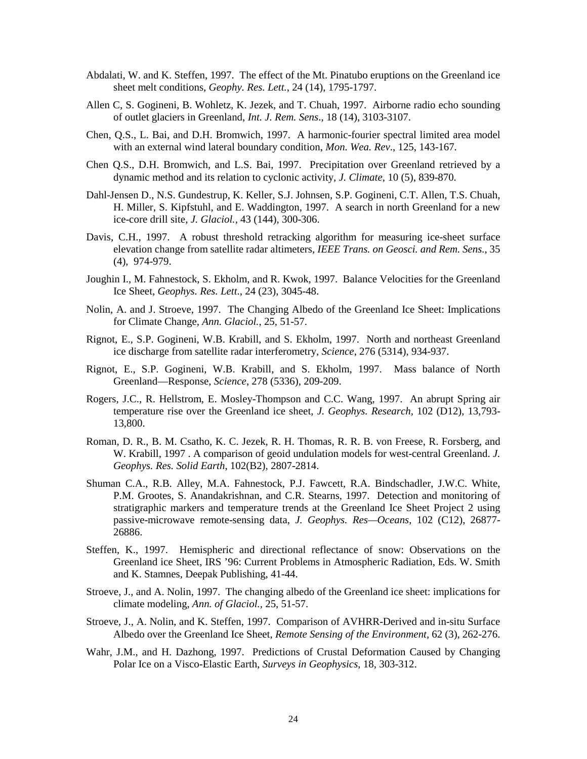Abdalati, W. and K. Steffen, 1997. The effect of the Mt. Pinatubo eruptions on the Greenland ice sheet melt conditions, *Geophy. Res. Lett.*, 24 (14), 1795-1797.

Allen C, S. Gogineni, B. Wohletz, K. Jezek, and T. Chuah, 1997. Airborne radio echo sounding of outlet glaciers in Greenland, *Int. J. Rem. Sens*., 18 (14), 3103-3107.

Chen, Q.S., L. Bai, and D.H. Bromwich, 1997. A harmonic-fourier spectral limited area model with an external wind lateral boundary condition, *Mon. Wea. Rev*., 125, 143-167.

Chen Q.S., D.H. Bromwich, and L.S. Bai, 1997. Precipitation over Greenland retrieved by a dynamic method and its relation to cyclonic activity, *J. Climate*, 10 (5), 839-870.

Dahl-Jensen D., N.S. Gundestrup, K. Keller, S.J. Johnsen, S.P. Gogineni, C.T. Allen, T.S. Chuah, H. Miller, S. Kipfstuhl, and E. Waddington, 1997. A search in north Greenland for a new ice-core drill site, *J. Glaciol.*, 43 (144), 300-306.

Davis, C.H., 1997. A robust threshold retracking algorithm for measuring ice-sheet surface elevation change from satellite radar altimeters, *IEEE Trans. on Geosci. and Rem. Sens.*, 35 (4), 974-979.

Joughin I., M. Fahnestock, S. Ekholm, and R. Kwok, 1997. Balance Velocities for the Greenland Ice Sheet, *Geophys. Res. Lett*., 24 (23), 3045-48.

Nolin, A. and J. Stroeve, 1997. The Changing Albedo of the Greenland Ice Sheet: Implications for Climate Change, *Ann. Glaciol.*, 25, 51-57.

Rignot, E., S.P. Gogineni, W.B. Krabill, and S. Ekholm, 1997. North and northeast Greenland ice discharge from satellite radar interferometry, *Science*, 276 (5314), 934-937.

Rignot, E., S.P. Gogineni, W.B. Krabill, and S. Ekholm, 1997. Mass balance of North Greenland—Response, *Science*, 278 (5336), 209-209.

Rogers, J.C., R. Hellstrom, E. Mosley-Thompson and C.C. Wang, 1997. An abrupt Spring air temperature rise over the Greenland ice sheet, *J. Geophys. Research*, 102 (D12), 13,793-13,800.

Roman, D. R., B. M. Csatho, K. C. Jezek, R. H. Thomas, R. R. B. von Freese, R. Forsberg, and W. Krabill, 1997 . A comparison of geoid undulation models for west-central Greenland. *J. Geophys. Res. Solid Earth*, 102(B2), 2807-2814.

Shuman C.A., R.B. Alley, M.A. Fahnestock, P.J. Fawcett, R.A. Bindschadler, J.W.C. White, P.M. Grootes, S. Anandakrishnan, and C.R. Stearns, 1997. Detection and monitoring of stratigraphic markers and temperature trends at the Greenland Ice Sheet Project 2 using passive-microwave remote-sensing data, *J. Geophys. Res—Oceans*, 102 (C12), 26877-26886.

Steffen, K., 1997. Hemispheric and directional reflectance of snow: Observations on the Greenland ice Sheet, IRS '96: Current Problems in Atmospheric Radiation, Eds. W. Smith and K. Stamnes, Deepak Publishing, 41-44.

Stroeve, J., and A. Nolin, 1997. The changing albedo of the Greenland ice sheet: implications for climate modeling, *Ann. of Glaciol.*, 25, 51-57.

Stroeve, J., A. Nolin, and K. Steffen, 1997. Comparison of AVHRR-Derived and in-situ Surface Albedo over the Greenland Ice Sheet, *Remote Sensing of the Environment*, 62 (3), 262-276.

Wahr, J.M., and H. Dazhong, 1997. Predictions of Crustal Deformation Caused by Changing Polar Ice on a Visco-Elastic Earth, *Surveys in Geophysics*, 18, 303-312.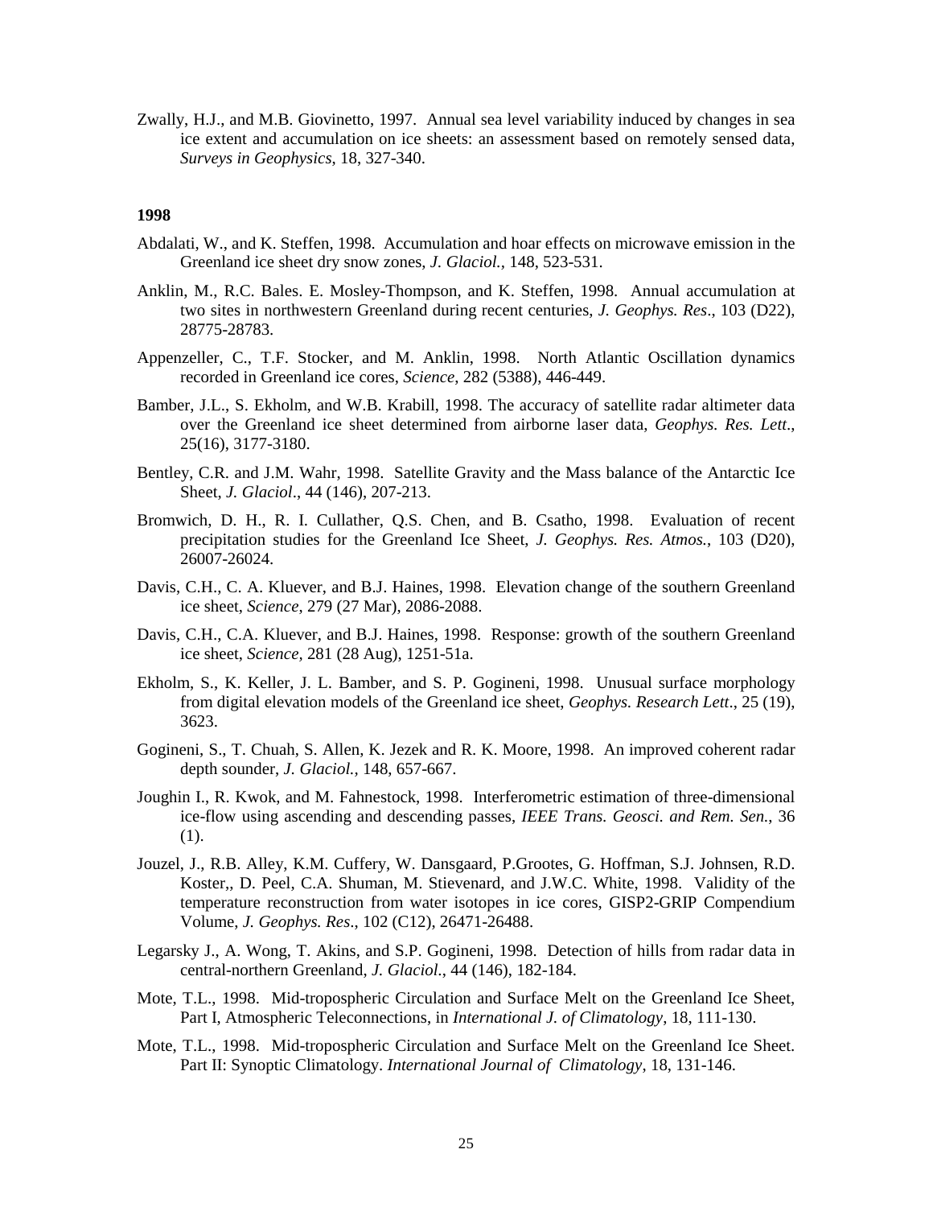Zwally, H.J., and M.B. Giovinetto, 1997. Annual sea level variability induced by changes in sea ice extent and accumulation on ice sheets: an assessment based on remotely sensed data, *Surveys in Geophysics*, 18, 327-340.

**1998**

Abdalati, W., and K. Steffen, 1998. Accumulation and hoar effects on microwave emission in the Greenland ice sheet dry snow zones, *J. Glaciol.*, 148, 523-531.

Anklin, M., R.C. Bales. E. Mosley-Thompson, and K. Steffen, 1998. Annual accumulation at two sites in northwestern Greenland during recent centuries, *J. Geophys. Res*., 103 (D22), 28775-28783.

Appenzeller, C., T.F. Stocker, and M. Anklin, 1998. North Atlantic Oscillation dynamics recorded in Greenland ice cores, *Science*, 282 (5388), 446-449.

Bamber, J.L., S. Ekholm, and W.B. Krabill, 1998. The accuracy of satellite radar altimeter data over the Greenland ice sheet determined from airborne laser data, *Geophys. Res. Lett*., 25(16), 3177-3180.

Bentley, C.R. and J.M. Wahr, 1998. Satellite Gravity and the Mass balance of the Antarctic Ice Sheet, *J. Glaciol*., 44 (146), 207-213.

Bromwich, D. H., R. I. Cullather, Q.S. Chen, and B. Csatho, 1998. Evaluation of recent precipitation studies for the Greenland Ice Sheet, *J. Geophys. Res. Atmos.*, 103 (D20), 26007-26024.

Davis, C.H., C. A. Kluever, and B.J. Haines, 1998. Elevation change of the southern Greenland ice sheet, *Science,* 279 (27 Mar), 2086-2088.

Davis, C.H., C.A. Kluever, and B.J. Haines, 1998. Response: growth of the southern Greenland ice sheet, *Science,* 281 (28 Aug), 1251-51a.

Ekholm, S., K. Keller, J. L. Bamber, and S. P. Gogineni, 1998. Unusual surface morphology from digital elevation models of the Greenland ice sheet, *Geophys. Research Lett*., 25 (19), 3623.

Gogineni, S., T. Chuah, S. Allen, K. Jezek and R. K. Moore, 1998. An improved coherent radar depth sounder, *J. Glaciol.*, 148, 657-667.

Joughin I., R. Kwok, and M. Fahnestock, 1998. Interferometric estimation of three-dimensional ice-flow using ascending and descending passes, *IEEE Trans. Geosci. and Rem. Sen.*, 36 (1).

Jouzel, J., R.B. Alley, K.M. Cuffery, W. Dansgaard, P.Grootes, G. Hoffman, S.J. Johnsen, R.D. Koster,, D. Peel, C.A. Shuman, M. Stievenard, and J.W.C. White, 1998. Validity of the temperature reconstruction from water isotopes in ice cores, GISP2-GRIP Compendium Volume, *J. Geophys. Res*., 102 (C12), 26471-26488.

Legarsky J., A. Wong, T. Akins, and S.P. Gogineni, 1998. Detection of hills from radar data in central-northern Greenland, *J. Glaciol*., 44 (146), 182-184.

Mote, T.L., 1998. Mid-tropospheric Circulation and Surface Melt on the Greenland Ice Sheet, Part I, Atmospheric Teleconnections, in *International J. of Climatology*, 18, 111-130.

Mote, T.L., 1998. Mid-tropospheric Circulation and Surface Melt on the Greenland Ice Sheet. Part II: Synoptic Climatology. *International Journal of Climatology*, 18, 131-146.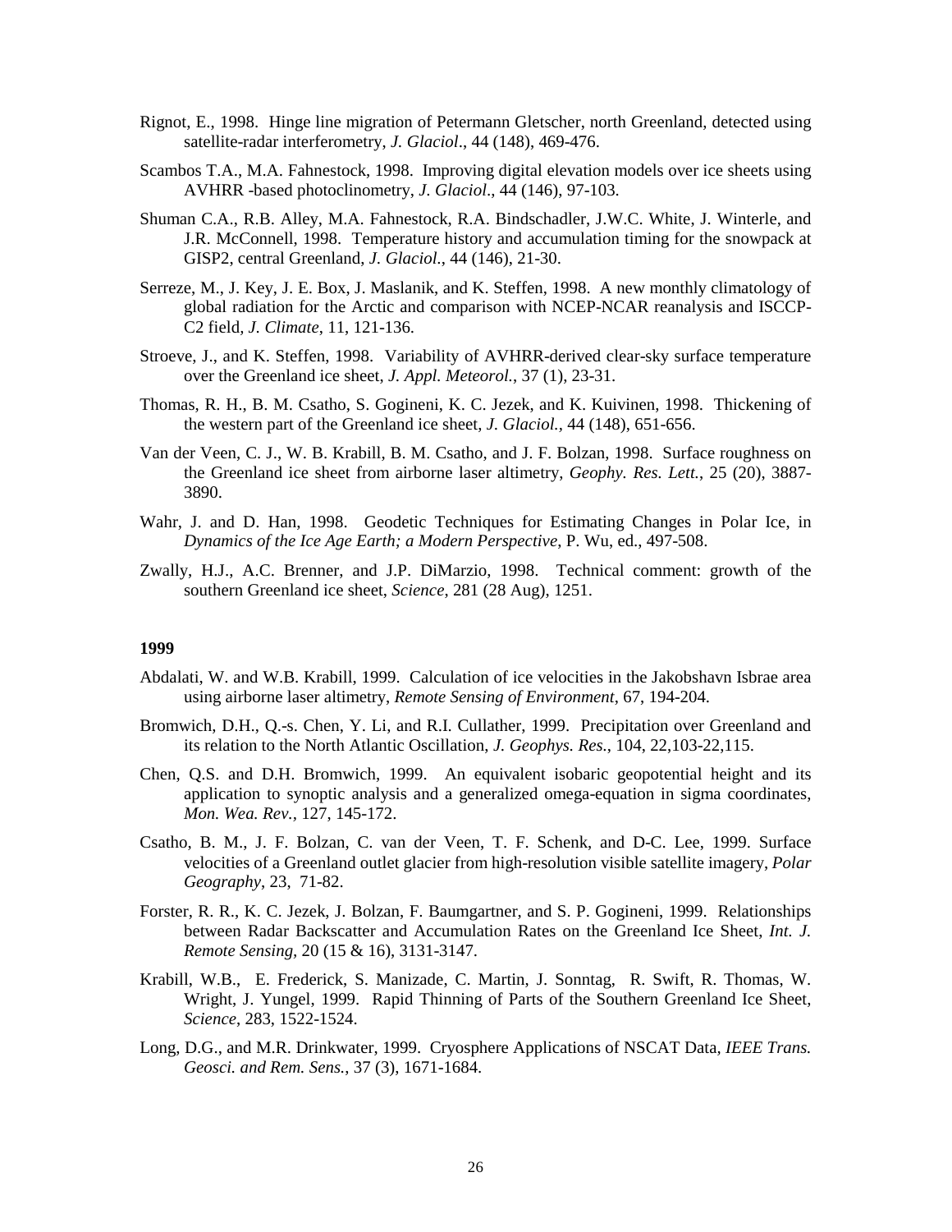Rignot, E., 1998. Hinge line migration of Petermann Gletscher, north Greenland, detected using satellite-radar interferometry, *J. Glaciol*., 44 (148), 469-476.

Scambos T.A., M.A. Fahnestock, 1998. Improving digital elevation models over ice sheets using AVHRR -based photoclinometry, *J. Glaciol*., 44 (146), 97-103.

Shuman C.A., R.B. Alley, M.A. Fahnestock, R.A. Bindschadler, J.W.C. White, J. Winterle, and J.R. McConnell, 1998. Temperature history and accumulation timing for the snowpack at GISP2, central Greenland, *J. Glaciol.*, 44 (146), 21-30.

Serreze, M., J. Key, J. E. Box, J. Maslanik, and K. Steffen, 1998. A new monthly climatology of global radiation for the Arctic and comparison with NCEP-NCAR reanalysis and ISCCP-C2 field, *J. Climate*, 11, 121-136.

Stroeve, J., and K. Steffen, 1998. Variability of AVHRR-derived clear-sky surface temperature over the Greenland ice sheet, *J. Appl. Meteorol.*, 37 (1), 23-31.

Thomas, R. H., B. M. Csatho, S. Gogineni, K. C. Jezek, and K. Kuivinen, 1998. Thickening of the western part of the Greenland ice sheet, *J. Glaciol.*, 44 (148), 651-656.

Van der Veen, C. J., W. B. Krabill, B. M. Csatho, and J. F. Bolzan, 1998. Surface roughness on the Greenland ice sheet from airborne laser altimetry, *Geophy. Res. Lett.*, 25 (20), 3887-3890.

Wahr, J. and D. Han, 1998. Geodetic Techniques for Estimating Changes in Polar Ice, in *Dynamics of the Ice Age Earth; a Modern Perspective*, P. Wu, ed., 497-508.

Zwally, H.J., A.C. Brenner, and J.P. DiMarzio, 1998. Technical comment: growth of the southern Greenland ice sheet, *Science*, 281 (28 Aug), 1251.

**1999**

Abdalati, W. and W.B. Krabill, 1999. Calculation of ice velocities in the Jakobshavn Isbrae area using airborne laser altimetry, *Remote Sensing of Environment*, 67, 194-204.

Bromwich, D.H., Q.-s. Chen, Y. Li, and R.I. Cullather, 1999. Precipitation over Greenland and its relation to the North Atlantic Oscillation, *J. Geophys. Res.*, 104, 22,103-22,115.

Chen, Q.S. and D.H. Bromwich, 1999. An equivalent isobaric geopotential height and its application to synoptic analysis and a generalized omega-equation in sigma coordinates, *Mon. Wea. Rev.*, 127, 145-172.

Csatho, B. M., J. F. Bolzan, C. van der Veen, T. F. Schenk, and D-C. Lee, 1999. Surface velocities of a Greenland outlet glacier from high-resolution visible satellite imagery, *Polar Geography*, 23, 71-82.

Forster, R. R., K. C. Jezek, J. Bolzan, F. Baumgartner, and S. P. Gogineni, 1999. Relationships between Radar Backscatter and Accumulation Rates on the Greenland Ice Sheet, *Int. J. Remote Sensing*, 20 (15 & 16), 3131-3147.

Krabill, W.B., E. Frederick, S. Manizade, C. Martin, J. Sonntag, R. Swift, R. Thomas, W. Wright, J. Yungel, 1999. Rapid Thinning of Parts of the Southern Greenland Ice Sheet, *Science*, 283, 1522-1524.

Long, D.G., and M.R. Drinkwater, 1999. Cryosphere Applications of NSCAT Data, *IEEE Trans. Geosci. and Rem. Sens.*, 37 (3), 1671-1684.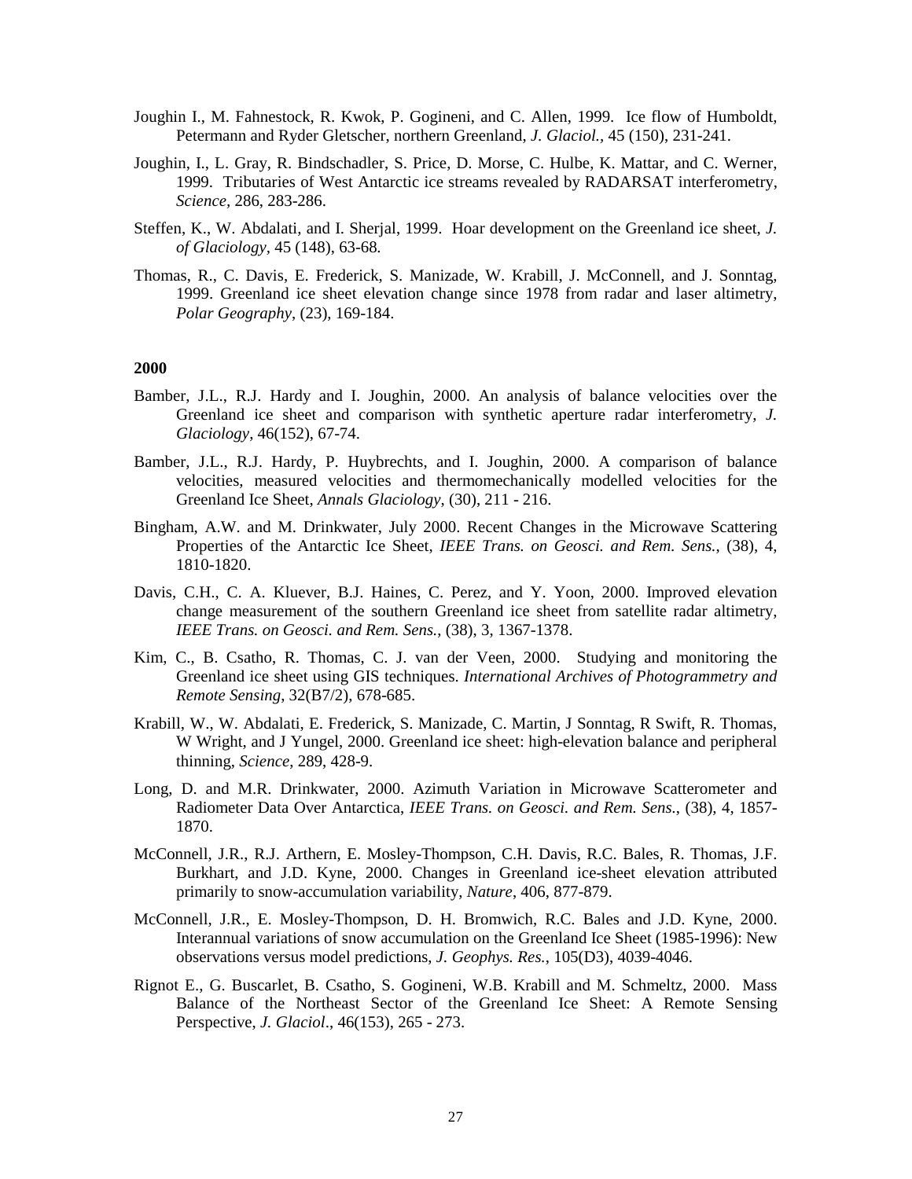Joughin I., M. Fahnestock, R. Kwok, P. Gogineni, and C. Allen, 1999. Ice flow of Humboldt, Petermann and Ryder Gletscher, northern Greenland, *J. Glaciol.*, 45 (150), 231-241.

Joughin, I., L. Gray, R. Bindschadler, S. Price, D. Morse, C. Hulbe, K. Mattar, and C. Werner, 1999. Tributaries of West Antarctic ice streams revealed by RADARSAT interferometry, *Science*, 286, 283-286.

Steffen, K., W. Abdalati, and I. Sherjal, 1999. Hoar development on the Greenland ice sheet, *J. of Glaciology*, 45 (148), 63-68.

Thomas, R., C. Davis, E. Frederick, S. Manizade, W. Krabill, J. McConnell, and J. Sonntag, 1999. Greenland ice sheet elevation change since 1978 from radar and laser altimetry, *Polar Geography*, (23), 169-184.

**2000**

Bamber, J.L., R.J. Hardy and I. Joughin, 2000. An analysis of balance velocities over the Greenland ice sheet and comparison with synthetic aperture radar interferometry, *J. Glaciology*, 46(152), 67-74.

Bamber, J.L., R.J. Hardy, P. Huybrechts, and I. Joughin, 2000. A comparison of balance velocities, measured velocities and thermomechanically modelled velocities for the Greenland Ice Sheet, *Annals Glaciology*, (30), 211 - 216.

Bingham, A.W. and M. Drinkwater, July 2000. Recent Changes in the Microwave Scattering Properties of the Antarctic Ice Sheet, *IEEE Trans. on Geosci. and Rem. Sens.*, (38), 4, 1810-1820.

Davis, C.H., C. A. Kluever, B.J. Haines, C. Perez, and Y. Yoon, 2000. Improved elevation change measurement of the southern Greenland ice sheet from satellite radar altimetry, *IEEE Trans. on Geosci. and Rem. Sens.*, (38), 3, 1367-1378.

Kim, C., B. Csatho, R. Thomas, C. J. van der Veen, 2000. Studying and monitoring the Greenland ice sheet using GIS techniques. *International Archives of Photogrammetry and Remote Sensing*, 32(B7/2), 678-685.

Krabill, W., W. Abdalati, E. Frederick, S. Manizade, C. Martin, J Sonntag, R Swift, R. Thomas, W Wright, and J Yungel, 2000. Greenland ice sheet: high-elevation balance and peripheral thinning, *Science*, 289, 428-9.

Long, D. and M.R. Drinkwater, 2000. Azimuth Variation in Microwave Scatterometer and Radiometer Data Over Antarctica, *IEEE Trans. on Geosci. and Rem. Sens.*, (38), 4, 1857-1870.

McConnell, J.R., R.J. Arthern, E. Mosley-Thompson, C.H. Davis, R.C. Bales, R. Thomas, J.F. Burkhart, and J.D. Kyne, 2000. Changes in Greenland ice-sheet elevation attributed primarily to snow-accumulation variability, *Nature*, 406, 877-879.

McConnell, J.R., E. Mosley-Thompson, D. H. Bromwich, R.C. Bales and J.D. Kyne, 2000. Interannual variations of snow accumulation on the Greenland Ice Sheet (1985-1996): New observations versus model predictions, *J. Geophys. Res.*, 105(D3), 4039-4046.

Rignot E., G. Buscarlet, B. Csatho, S. Gogineni, W.B. Krabill and M. Schmeltz, 2000. Mass Balance of the Northeast Sector of the Greenland Ice Sheet: A Remote Sensing Perspective, *J. Glaciol*., 46(153), 265 - 273.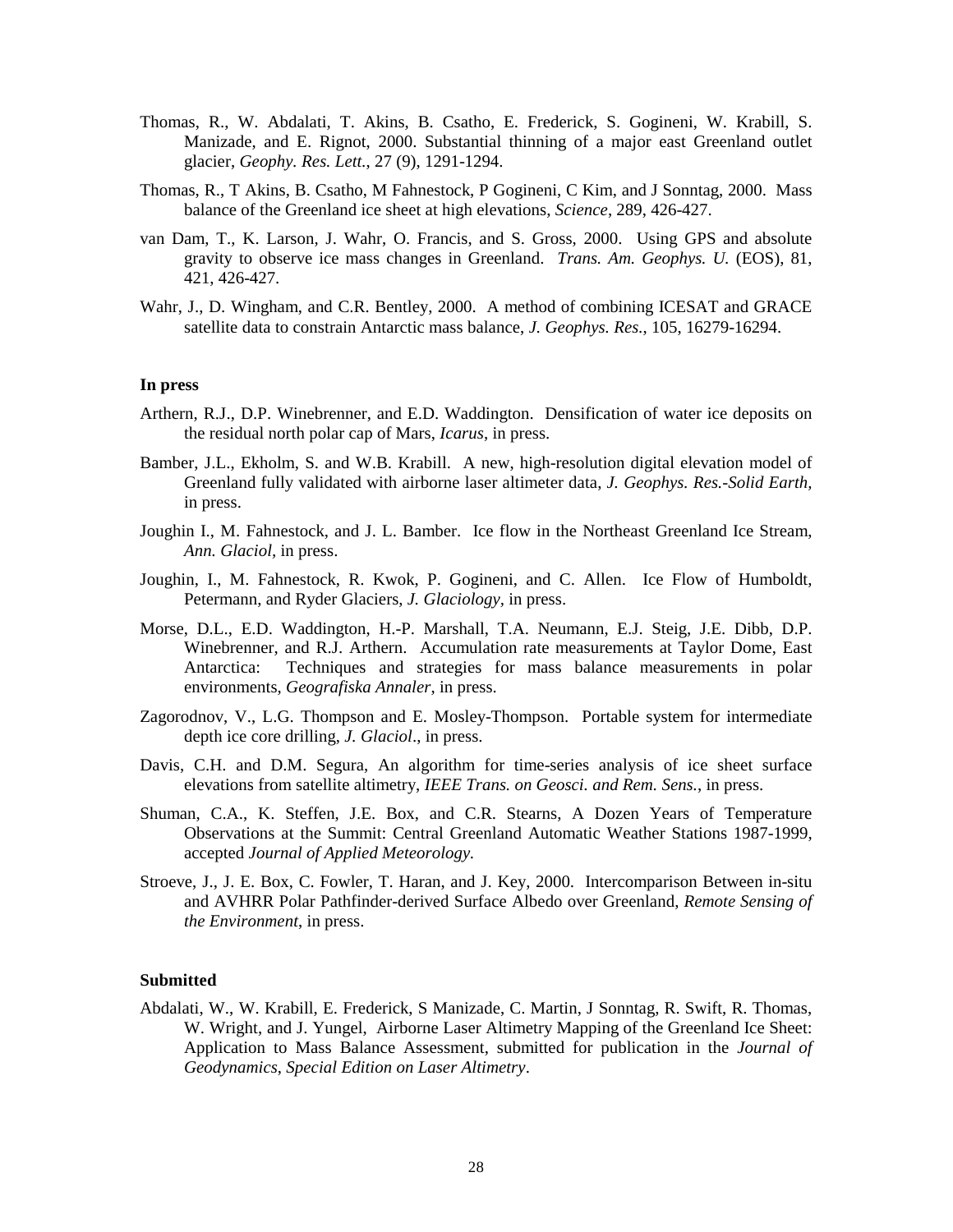Thomas, R., W. Abdalati, T. Akins, B. Csatho, E. Frederick, S. Gogineni, W. Krabill, S. Manizade, and E. Rignot, 2000. Substantial thinning of a major east Greenland outlet glacier, *Geophy. Res. Lett.*, 27 (9), 1291-1294.

Thomas, R., T Akins, B. Csatho, M Fahnestock, P Gogineni, C Kim, and J Sonntag, 2000. Mass balance of the Greenland ice sheet at high elevations, *Science*, 289, 426-427.

van Dam, T., K. Larson, J. Wahr, O. Francis, and S. Gross, 2000. Using GPS and absolute gravity to observe ice mass changes in Greenland. *Trans. Am. Geophys. U.* (EOS), 81, 421, 426-427.

Wahr, J., D. Wingham, and C.R. Bentley, 2000. A method of combining ICESAT and GRACE satellite data to constrain Antarctic mass balance, *J. Geophys. Res.*, 105, 16279-16294.

### In press

Arthern, R.J., D.P. Winebrenner, and E.D. Waddington. Densification of water ice deposits on the residual north polar cap of Mars, *Icarus*, in press.

Bamber, J.L., Ekholm, S. and W.B. Krabill. A new, high-resolution digital elevation model of Greenland fully validated with airborne laser altimeter data, *J. Geophys. Res.-Solid Earth,* in press.

Joughin I., M. Fahnestock, and J. L. Bamber. Ice flow in the Northeast Greenland Ice Stream, *Ann. Glaciol*, in press.

Joughin, I., M. Fahnestock, R. Kwok, P. Gogineni, and C. Allen. Ice Flow of Humboldt, Petermann, and Ryder Glaciers, *J. Glaciology,* in press.

Morse, D.L., E.D. Waddington, H.-P. Marshall, T.A. Neumann, E.J. Steig, J.E. Dibb, D.P. Winebrenner, and R.J. Arthern. Accumulation rate measurements at Taylor Dome, East Antarctica: Techniques and strategies for mass balance measurements in polar environments, *Geografiska Annaler*, in press.

Zagorodnov, V., L.G. Thompson and E. Mosley-Thompson. Portable system for intermediate depth ice core drilling, *J. Glaciol*., in press.

Davis, C.H. and D.M. Segura, An algorithm for time-series analysis of ice sheet surface elevations from satellite altimetry, *IEEE Trans. on Geosci. and Rem. Sens.*, in press.

Shuman, C.A., K. Steffen, J.E. Box, and C.R. Stearns, A Dozen Years of Temperature Observations at the Summit: Central Greenland Automatic Weather Stations 1987-1999, accepted *Journal of Applied Meteorology.*

Stroeve, J., J. E. Box, C. Fowler, T. Haran, and J. Key, 2000. Intercomparison Between in-situ and AVHRR Polar Pathfinder-derived Surface Albedo over Greenland, *Remote Sensing of the Environment*, in press.

### Submitted

Abdalati, W., W. Krabill, E. Frederick, S Manizade, C. Martin, J Sonntag, R. Swift, R. Thomas, W. Wright, and J. Yungel, Airborne Laser Altimetry Mapping of the Greenland Ice Sheet: Application to Mass Balance Assessment, submitted for publication in the *Journal of Geodynamics*, *Special Edition on Laser Altimetry*.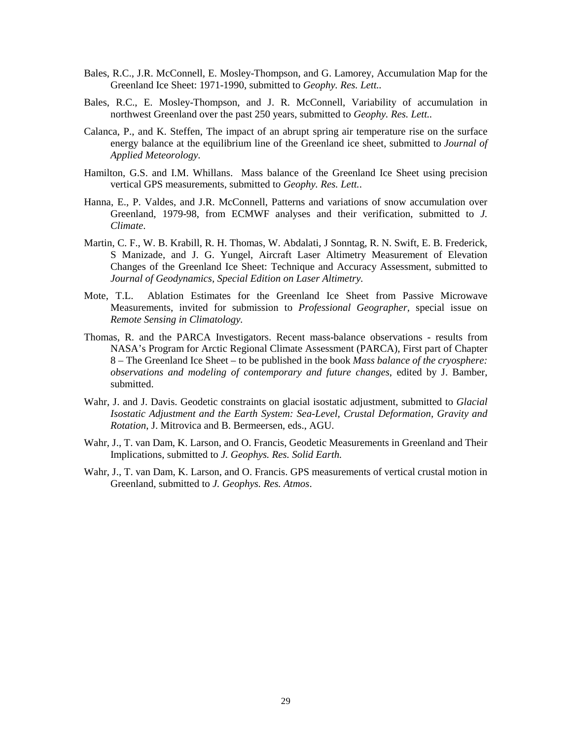Bales, R.C., J.R. McConnell, E. Mosley-Thompson, and G. Lamorey, Accumulation Map for the Greenland Ice Sheet: 1971-1990, submitted to *Geophy. Res. Lett.*.

Bales, R.C., E. Mosley-Thompson, and J. R. McConnell, Variability of accumulation in northwest Greenland over the past 250 years, submitted to *Geophy. Res. Lett.*.

Calanca, P., and K. Steffen, The impact of an abrupt spring air temperature rise on the surface energy balance at the equilibrium line of the Greenland ice sheet, submitted to *Journal of Applied Meteorology*.

Hamilton, G.S. and I.M. Whillans. Mass balance of the Greenland Ice Sheet using precision vertical GPS measurements, submitted to *Geophy. Res. Lett.*.

Hanna, E., P. Valdes, and J.R. McConnell, Patterns and variations of snow accumulation over Greenland, 1979-98, from ECMWF analyses and their verification, submitted to *J. Climate*.

Martin, C. F., W. B. Krabill, R. H. Thomas, W. Abdalati, J Sonntag, R. N. Swift, E. B. Frederick, S Manizade, and J. G. Yungel, Aircraft Laser Altimetry Measurement of Elevation Changes of the Greenland Ice Sheet: Technique and Accuracy Assessment, submitted to *Journal of Geodynamics, Special Edition on Laser Altimetry.*

Mote, T.L. Ablation Estimates for the Greenland Ice Sheet from Passive Microwave Measurements, invited for submission to *Professional Geographer,* special issue on *Remote Sensing in Climatology.*

Thomas, R. and the PARCA Investigators. Recent mass-balance observations - results from NASA's Program for Arctic Regional Climate Assessment (PARCA), First part of Chapter 8 – The Greenland Ice Sheet – to be published in the book *Mass balance of the cryosphere: observations and modeling of contemporary and future changes*, edited by J. Bamber, submitted.

Wahr, J. and J. Davis. Geodetic constraints on glacial isostatic adjustment, submitted to *Glacial Isostatic Adjustment and the Earth System: Sea-Level, Crustal Deformation, Gravity and Rotation*, J. Mitrovica and B. Bermeersen, eds., AGU.

Wahr, J., T. van Dam, K. Larson, and O. Francis, Geodetic Measurements in Greenland and Their Implications, submitted to *J. Geophys. Res. Solid Earth.*

Wahr, J., T. van Dam, K. Larson, and O. Francis. GPS measurements of vertical crustal motion in Greenland, submitted to *J. Geophys. Res. Atmos*.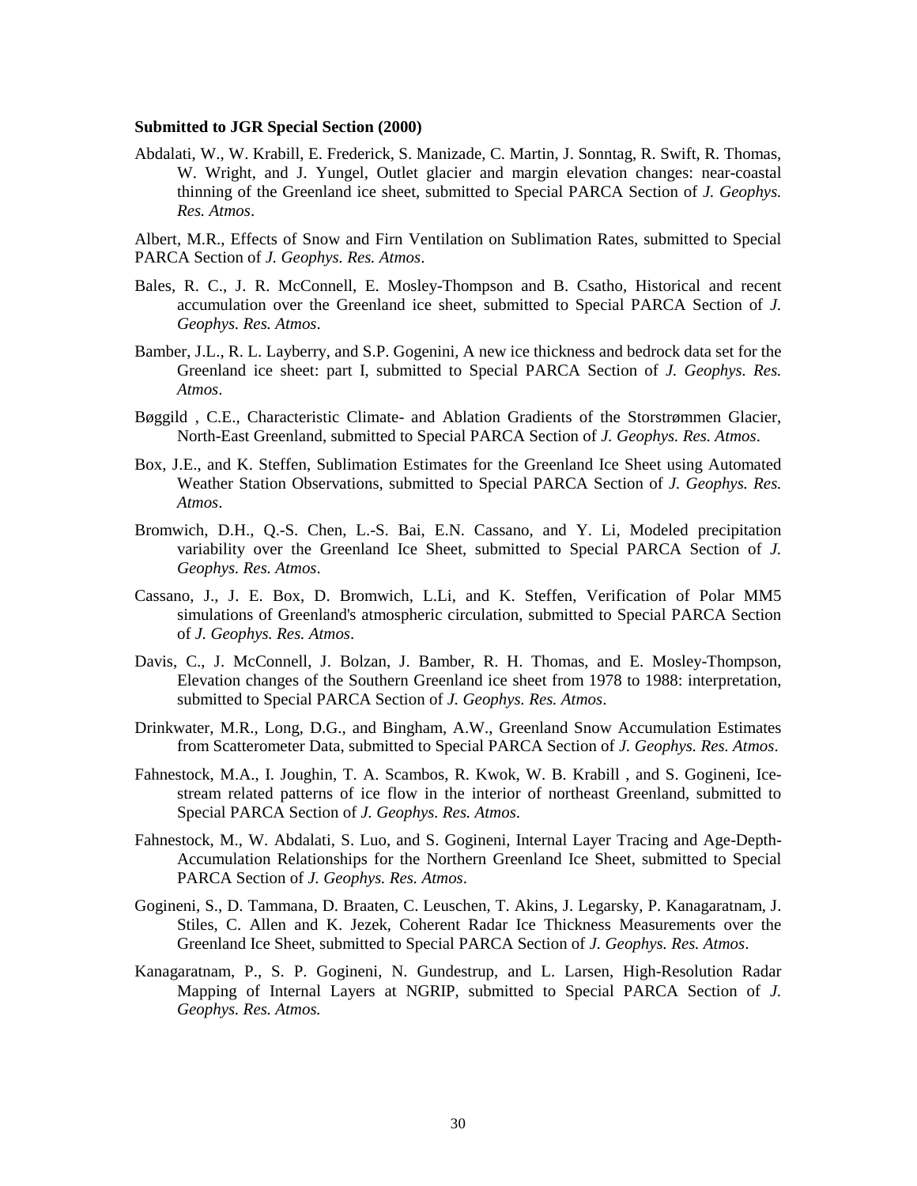**Submitted to JGR Special Section (2000)**

Abdalati, W., W. Krabill, E. Frederick, S. Manizade, C. Martin, J. Sonntag, R. Swift, R. Thomas, W. Wright, and J. Yungel, Outlet glacier and margin elevation changes: near-coastal thinning of the Greenland ice sheet, submitted to Special PARCA Section of *J. Geophys. Res. Atmos*.

Albert, M.R., Effects of Snow and Firn Ventilation on Sublimation Rates, submitted to Special PARCA Section of *J. Geophys. Res. Atmos*.

Bales, R. C., J. R. McConnell, E. Mosley-Thompson and B. Csatho, Historical and recent accumulation over the Greenland ice sheet, submitted to Special PARCA Section of *J. Geophys. Res. Atmos*.

Bamber, J.L., R. L. Layberry, and S.P. Gogenini, A new ice thickness and bedrock data set for the Greenland ice sheet: part I, submitted to Special PARCA Section of *J. Geophys. Res. Atmos*.

Bøggild , C.E., Characteristic Climate- and Ablation Gradients of the Storstrømmen Glacier, North-East Greenland, submitted to Special PARCA Section of *J. Geophys. Res. Atmos*.

Box, J.E., and K. Steffen, Sublimation Estimates for the Greenland Ice Sheet using Automated Weather Station Observations, submitted to Special PARCA Section of *J. Geophys. Res. Atmos*.

Bromwich, D.H., Q.-S. Chen, L.-S. Bai, E.N. Cassano, and Y. Li, Modeled precipitation variability over the Greenland Ice Sheet, submitted to Special PARCA Section of *J. Geophys. Res. Atmos*.

Cassano, J., J. E. Box, D. Bromwich, L.Li, and K. Steffen, Verification of Polar MM5 simulations of Greenland's atmospheric circulation, submitted to Special PARCA Section of *J. Geophys. Res. Atmos*.

Davis, C., J. McConnell, J. Bolzan, J. Bamber, R. H. Thomas, and E. Mosley-Thompson, Elevation changes of the Southern Greenland ice sheet from 1978 to 1988: interpretation, submitted to Special PARCA Section of *J. Geophys. Res. Atmos*.

Drinkwater, M.R., Long, D.G., and Bingham, A.W., Greenland Snow Accumulation Estimates from Scatterometer Data, submitted to Special PARCA Section of *J. Geophys. Res. Atmos*.

Fahnestock, M.A., I. Joughin, T. A. Scambos, R. Kwok, W. B. Krabill , and S. Gogineni, Ice-stream related patterns of ice flow in the interior of northeast Greenland, submitted to Special PARCA Section of *J. Geophys. Res. Atmos*.

Fahnestock, M., W. Abdalati, S. Luo, and S. Gogineni, Internal Layer Tracing and Age-Depth-Accumulation Relationships for the Northern Greenland Ice Sheet, submitted to Special PARCA Section of *J. Geophys. Res. Atmos*.

Gogineni, S., D. Tammana, D. Braaten, C. Leuschen, T. Akins, J. Legarsky, P. Kanagaratnam, J. Stiles, C. Allen and K. Jezek, Coherent Radar Ice Thickness Measurements over the Greenland Ice Sheet, submitted to Special PARCA Section of *J. Geophys. Res. Atmos*.

Kanagaratnam, P., S. P. Gogineni, N. Gundestrup, and L. Larsen, High-Resolution Radar Mapping of Internal Layers at NGRIP, submitted to Special PARCA Section of *J. Geophys. Res. Atmos.*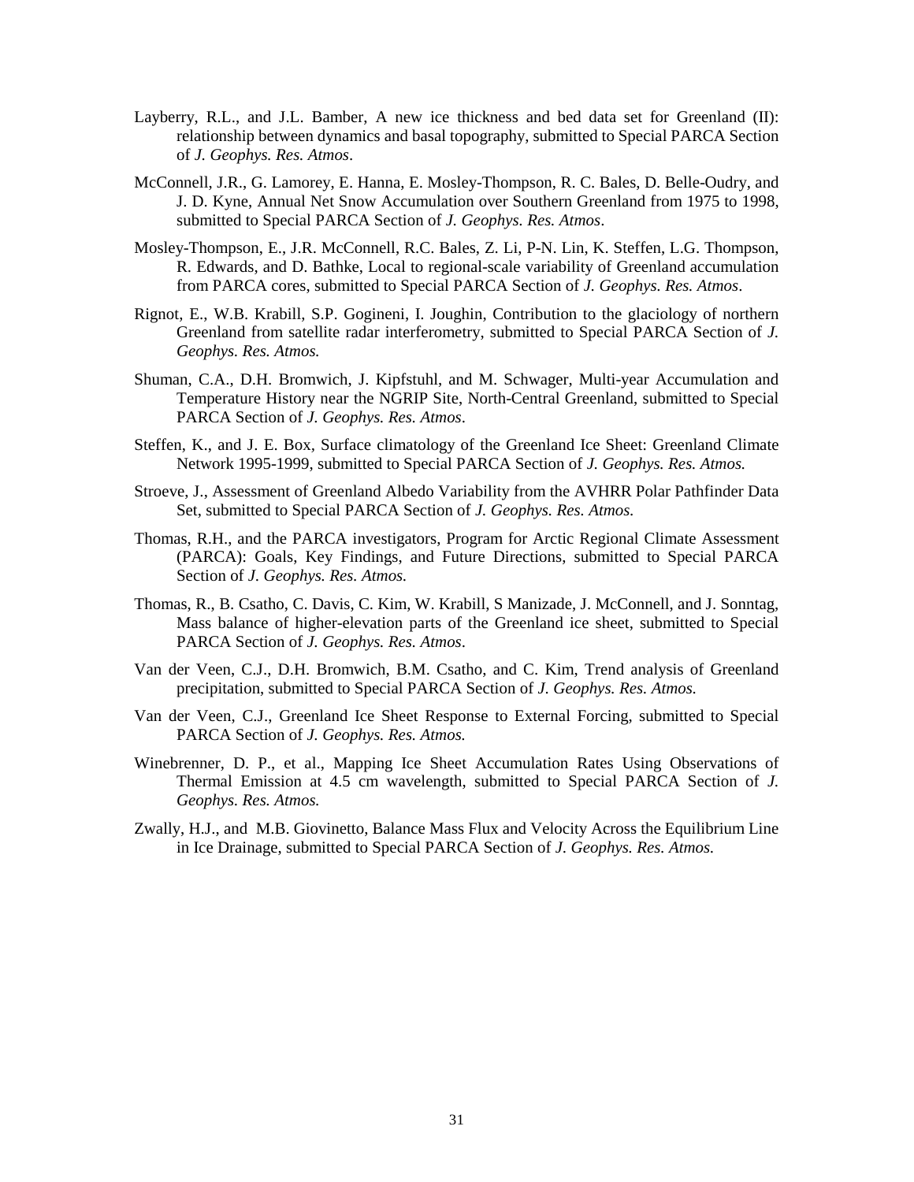Layberry, R.L., and J.L. Bamber, A new ice thickness and bed data set for Greenland (II): relationship between dynamics and basal topography, submitted to Special PARCA Section of *J. Geophys. Res. Atmos*.

McConnell, J.R., G. Lamorey, E. Hanna, E. Mosley-Thompson, R. C. Bales, D. Belle-Oudry, and J. D. Kyne, Annual Net Snow Accumulation over Southern Greenland from 1975 to 1998, submitted to Special PARCA Section of *J. Geophys. Res. Atmos*.

Mosley-Thompson, E., J.R. McConnell, R.C. Bales, Z. Li, P-N. Lin, K. Steffen, L.G. Thompson, R. Edwards, and D. Bathke, Local to regional-scale variability of Greenland accumulation from PARCA cores, submitted to Special PARCA Section of *J. Geophys. Res. Atmos*.

Rignot, E., W.B. Krabill, S.P. Gogineni, I. Joughin, Contribution to the glaciology of northern Greenland from satellite radar interferometry, submitted to Special PARCA Section of *J. Geophys. Res. Atmos.*

Shuman, C.A., D.H. Bromwich, J. Kipfstuhl, and M. Schwager, Multi-year Accumulation and Temperature History near the NGRIP Site, North-Central Greenland, submitted to Special PARCA Section of *J. Geophys. Res. Atmos*.

Steffen, K., and J. E. Box, Surface climatology of the Greenland Ice Sheet: Greenland Climate Network 1995-1999, submitted to Special PARCA Section of *J. Geophys. Res. Atmos.*

Stroeve, J., Assessment of Greenland Albedo Variability from the AVHRR Polar Pathfinder Data Set, submitted to Special PARCA Section of *J. Geophys. Res. Atmos.*

Thomas, R.H., and the PARCA investigators, Program for Arctic Regional Climate Assessment (PARCA): Goals, Key Findings, and Future Directions, submitted to Special PARCA Section of *J. Geophys. Res. Atmos.*

Thomas, R., B. Csatho, C. Davis, C. Kim, W. Krabill, S Manizade, J. McConnell, and J. Sonntag, Mass balance of higher-elevation parts of the Greenland ice sheet, submitted to Special PARCA Section of *J. Geophys. Res. Atmos*.

Van der Veen, C.J., D.H. Bromwich, B.M. Csatho, and C. Kim, Trend analysis of Greenland precipitation, submitted to Special PARCA Section of *J. Geophys. Res. Atmos.*

Van der Veen, C.J., Greenland Ice Sheet Response to External Forcing, submitted to Special PARCA Section of *J. Geophys. Res. Atmos.*

Winebrenner, D. P., et al., Mapping Ice Sheet Accumulation Rates Using Observations of Thermal Emission at 4.5 cm wavelength, submitted to Special PARCA Section of *J. Geophys. Res. Atmos.*

Zwally, H.J., and M.B. Giovinetto, Balance Mass Flux and Velocity Across the Equilibrium Line in Ice Drainage, submitted to Special PARCA Section of *J. Geophys. Res. Atmos.*